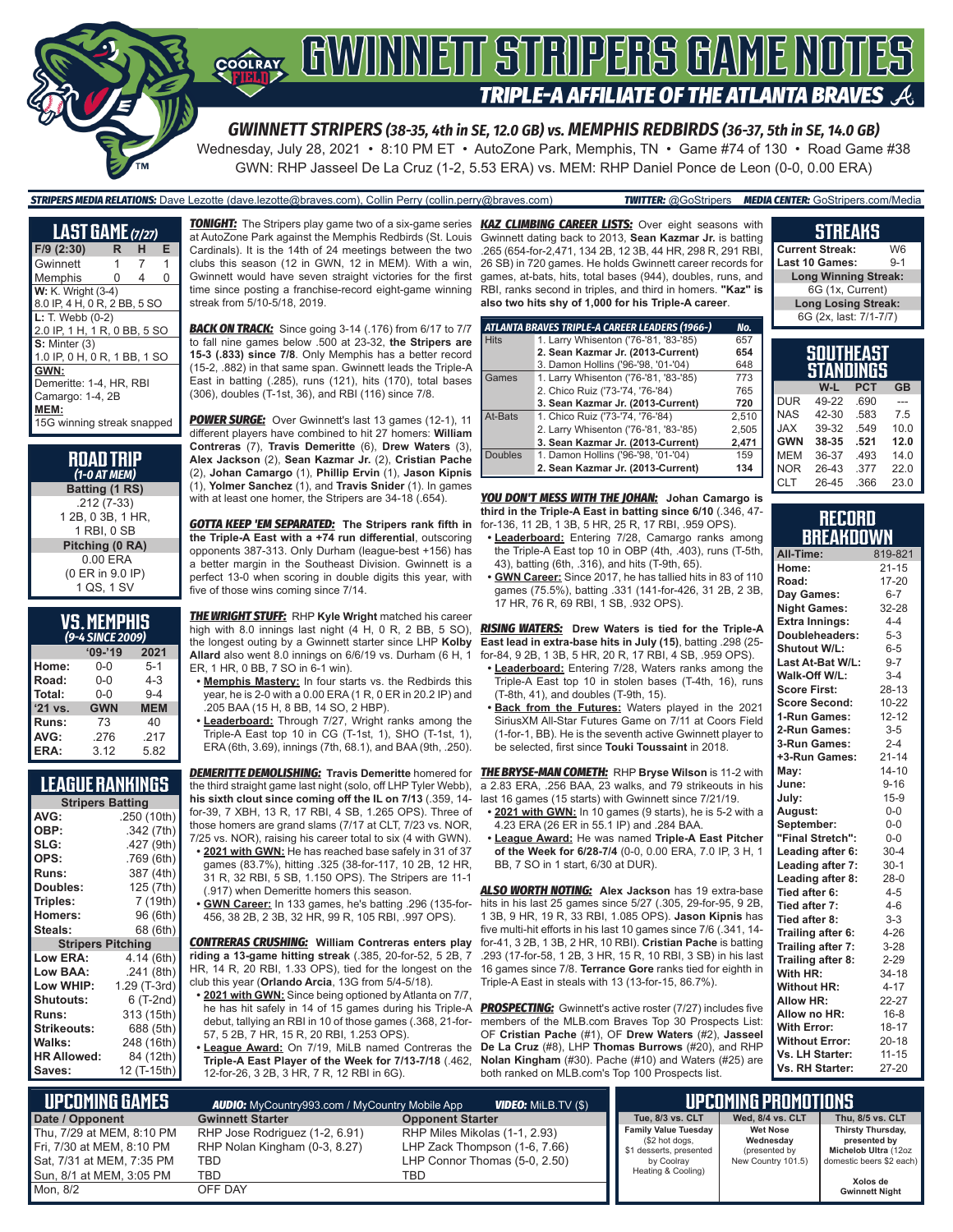# GWINNETT STRIPERS GAME NOTES

## TRIPLE-A AFFILIATE OF THE ATLANTA BRAVES

**GWINNETT STRIPERS (38-35, 4th in SE, 12.0 GB) vs. MEMPHIS REDBIRDS (36-37, 5th in SE, 14.0 GB)**

Wednesday, July 28, 2021 • 8:10 PM ET • AutoZone Park, Memphis, TN • Game #74 of 130 • Road Game #38

GWN: RHP Jasseel De La Cruz (1-2, 5.53 ERA) vs. MEM: RHP Daniel Ponce de Leon (0-0, 0.00 ERA)

**STRIPERS MEDIA RELATIONS:** Dave Lezotte (dave.lezotte@braves.com), Collin Perry (collin.perry@braves.com) **TWITTER:** @GoStripers **MEDIA CENTER:** GoStripers.com/Media

## LAST GAME (7/27)

| F/9 (2:30) | R | H | E |
|---|---|---|---|
| Gwinnett | 1 | 7 | 1 |
| Memphis | 0 | 4 | 0 |

**W:** K. Wright (3-4)
8.0 IP, 4 H, 0 R, 2 BB, 5 SO

**L:** T. Webb (0-2)
2.0 IP, 1 H, 1 R, 0 BB, 5 SO

**S:** Minter (3)
1.0 IP, 0 H, 0 R, 1 BB, 1 SO

**GWN:**
Demeritte: 1-4, HR, RBI
Camargo: 1-4, 2B

**MEM:**
15G winning streak snapped

## ROAD TRIP
*(1-0 AT MEM)*

**Batting (1 RS)**
.212 (7-33)
1 2B, 0 3B, 1 HR,
1 RBI, 0 SB

**Pitching (0 RA)**
0.00 ERA
(0 ER in 9.0 IP)
1 QS, 1 SV

## VS. MEMPHIS
*(9-4 SINCE 2009)*

| | '09-'19 | 2021 |
|---|---|---|
| Home: | 0-0 | 5-1 |
| Road: | 0-0 | 4-3 |
| Total: | 0-0 | 9-4 |
| '21 vs. | GWN | MEM |
| Runs: | 73 | 40 |
| AVG: | .276 | .217 |
| ERA: | 3.12 | 5.82 |

## LEAGUE RANKINGS

| Stripers Batting | |
|---|---|
| AVG: | .250 (10th) |
| OBP: | .342 (7th) |
| SLG: | .427 (9th) |
| OPS: | .769 (6th) |
| Runs: | 387 (4th) |
| Doubles: | 125 (7th) |
| Triples: | 7 (19th) |
| Homers: | 96 (6th) |
| Steals: | 68 (6th) |
| **Stripers Pitching** | |
| Low ERA: | 4.14 (6th) |
| Low BAA: | .241 (8th) |
| Low WHIP: | 1.29 (T-3rd) |
| Shutouts: | 6 (T-2nd) |
| Runs: | 313 (15th) |
| Strikeouts: | 688 (5th) |
| Walks: | 248 (16th) |
| HR Allowed: | 84 (12th) |
| Saves: | 12 (T-15th) |

***TONIGHT:*** The Stripers play game two of a six-game series at AutoZone Park against the Memphis Redbirds (St. Louis Cardinals). It is the 14th of 24 meetings between the two clubs this season (12 in GWN, 12 in MEM). With a win, Gwinnett would have seven straight victories for the first time since posting a franchise-record eight-game winning streak from 5/10-5/18, 2019.

***BACK ON TRACK:*** Since going 3-14 (.176) from 6/17 to 7/7 to fall nine games below .500 at 23-32, **the Stripers are 15-3 (.833) since 7/8**. Only Memphis has a better record (15-2, .882) in that same span. Gwinnett leads the Triple-A East in batting (.285), runs (121), hits (170), total bases (306), doubles (T-1st, 36), and RBI (116) since 7/8.

***POWER SURGE:*** Over Gwinnett's last 13 games (12-1), 11 different players have combined to hit 27 homers: **William Contreras** (7), **Travis Demeritte** (6), **Drew Waters** (3), **Alex Jackson** (2), **Sean Kazmar Jr.** (2), **Cristian Pache** (2), **Johan Camargo** (1), **Phillip Ervin** (1), **Jason Kipnis** (1), **Yolmer Sanchez** (1), and **Travis Snider** (1). In games with at least one homer, the Stripers are 34-18 (.654).

***GOTTA KEEP 'EM SEPARATED:*** **The Stripers rank fifth in the Triple-A East with a +74 run differential**, outscoring opponents 387-313. Only Durham (league-best +156) has a better margin in the Southeast Division. Gwinnett is a perfect 13-0 when scoring in double digits this year, with five of those wins coming since 7/14.

***THE WRIGHT STUFF:*** RHP **Kyle Wright** matched his career high with 8.0 innings last night (4 H, 0 R, 2 BB, 5 SO), the longest outing by a Gwinnett starter since LHP **Kolby Allard** also went 8.0 innings on 6/6/19 vs. Durham (6 H, 1 ER, 1 HR, 0 BB, 7 SO in 6-1 win).

- **Memphis Mastery:** In four starts vs. the Redbirds this year, he is 2-0 with a 0.00 ERA (1 R, 0 ER in 20.2 IP) and .205 BAA (15 H, 8 BB, 14 SO, 2 HBP).
- **Leaderboard:** Through 7/27, Wright ranks among the Triple-A East top 10 in CG (T-1st, 1), SHO (T-1st, 1), ERA (6th, 3.69), innings (7th, 68.1), and BAA (9th, .250).

***DEMERITTE DEMOLISHING:*** **Travis Demeritte** homered for the third straight game last night (solo, off LHP Tyler Webb), **his sixth clout since coming off the IL on 7/13** (.359, 14-for-39, 7 XBH, 13 R, 17 RBI, 4 SB, 1.265 OPS). Three of those homers are grand slams (7/17 at CLT, 7/23 vs. NOR, 7/25 vs. NOR), raising his career total to six (4 with GWN).

- **2021 with GWN:** He has reached base safely in 31 of 37 games (83.7%), hitting .325 (38-for-117, 10 2B, 12 HR, 31 R, 32 RBI, 5 SB, 1.150 OPS). The Stripers are 11-1 (.917) when Demeritte homers this season.
- **GWN Career:** In 133 games, he's batting .296 (135-for-456, 38 2B, 2 3B, 32 HR, 99 R, 105 RBI, .997 OPS).

***CONTRERAS CRUSHING:*** **William Contreras enters play riding a 13-game hitting streak** (.385, 20-for-52, 5 2B, 7 HR, 14 R, 20 RBI, 1.333 OPS), tied for the longest on the club this year (**Orlando Arcia**, 13G from 5/4-5/18).

- **2021 with GWN:** Since being optioned by Atlanta on 7/7, he has hit safely in 14 of 15 games during his Triple-A debut, tallying an RBI in 10 of those games (.368, 21-for-57, 5 2B, 7 HR, 15 R, 20 RBI, 1.253 OPS).
- **League Award:** On 7/19, MiLB named Contreras the **Triple-A East Player of the Week for 7/13-7/18** (.462, 12-for-26, 3 2B, 3 HR, 7 R, 12 RBI in 6G).

***KAZ CLIMBING CAREER LISTS:*** Over eight seasons with Gwinnett dating back to 2013, **Sean Kazmar Jr.** is batting .265 (654-for-2,471, 134 2B, 12 3B, 44 HR, 298 R, 291 RBI, 26 SB) in 720 games. He holds Gwinnett career records for games, at-bats, hits, total bases (944), doubles, runs, and RBI, ranks second in triples, and third in homers. **"Kaz" is also two hits shy of 1,000 for his Triple-A career**.

| ATLANTA BRAVES TRIPLE-A CAREER LEADERS (1966-) | | No. |
|---|---|---|
| Hits | 1. Larry Whisenton ('76-'81, '83-'85) | 657 |
| | **2. Sean Kazmar Jr. (2013-Current)** | **654** |
| | 3. Damon Hollins ('96-'98, '01-'04) | 648 |
| Games | 1. Larry Whisenton ('76-'81, '83-'85) | 773 |
| | 2. Chico Ruiz ('73-'74, '76-'84) | 765 |
| | **3. Sean Kazmar Jr. (2013-Current)** | **720** |
| At-Bats | 1. Chico Ruiz ('73-'74, '76-'84) | 2,510 |
| | 2. Larry Whisenton ('76-'81, '83-'85) | 2,505 |
| | **3. Sean Kazmar Jr. (2013-Current)** | **2,471** |
| Doubles | 1. Damon Hollins ('96-'98, '01-'04) | 159 |
| | **2. Sean Kazmar Jr. (2013-Current)** | **134** |

***YOU DON'T MESS WITH THE JOHAN:*** **Johan Camargo is third in the Triple-A East in batting since 6/10** (.346, 47-for-136, 11 2B, 1 3B, 5 HR, 25 R, 17 RBI, .959 OPS).

- **Leaderboard:** Entering 7/28, Camargo ranks among the Triple-A East top 10 in OBP (4th, .403), runs (T-5th, 43), batting (6th, .316), and hits (T-9th, 65).
- **GWN Career:** Since 2017, he has tallied hits in 83 of 110 games (75.5%), batting .331 (141-for-426, 31 2B, 2 3B, 17 HR, 76 R, 69 RBI, 1 SB, .932 OPS).

***RISING WATERS:*** **Drew Waters is tied for the Triple-A East lead in extra-base hits in July (15)**, batting .298 (25-for-84, 9 2B, 1 3B, 5 HR, 20 R, 17 RBI, 4 SB, .959 OPS).

- **Leaderboard:** Entering 7/28, Waters ranks among the Triple-A East Top 10 in stolen bases (T-4th, 16), runs (T-8th, 41), and doubles (T-9th, 15).
- **Back from the Futures:** Waters played in the 2021 SiriusXM All-Star Futures Game on 7/11 at Coors Field (1-for-1, BB). He is the seventh active Gwinnett player to be selected, first since **Touki Toussaint** in 2018.

***THE BRYSE-MAN COMETH:*** RHP **Bryse Wilson** is 11-2 with a 2.83 ERA, .256 BAA, 23 walks, and 79 strikeouts in his last 16 games (15 starts) with Gwinnett since 7/21/19.

- **2021 with GWN:** In 10 games (9 starts), he is 5-2 with a 4.23 ERA (26 ER in 55.1 IP) and .284 BAA.
- **League Award:** He was named **Triple-A East Pitcher of the Week for 6/28-7/4** (0-0, 0.00 ERA, 7.0 IP, 3 H, 1 BB, 7 SO in 1 start, 6/30 at DUR).

***ALSO WORTH NOTING:*** **Alex Jackson** has 19 extra-base hits in his last 25 games since 5/27 (.305, 29-for-95, 9 2B, 1 3B, 9 HR, 19 R, 33 RBI, 1.085 OPS). **Jason Kipnis** has five multi-hit efforts in his last 10 games since 7/6 (.341, 14-for-41, 3 2B, 1 3B, 2 HR, 10 RBI). **Cristian Pache** is batting .293 (17-for-58, 1 2B, 3 HR, 15 R, 10 RBI, 3 SB) in his last 16 games since 7/8. **Terrance Gore** ranks tied for eighth in Triple-A East in steals with 13 (13-for-15, 86.7%).

***PROSPECTING:*** Gwinnett's active roster (7/27) includes five members of the MLB.com Braves Top 30 Prospects List: OF **Cristian Pache** (#1), OF **Drew Waters** (#2), **Jasseel De La Cruz** (#8), LHP **Thomas Burrows** (#20), and RHP **Nolan Kingham** (#30). Pache (#10) and Waters (#25) are both ranked on MLB.com's Top 100 Prospects list.

## STREAKS

| | |
|---|---|
| Current Streak: | W6 |
| Last 10 Games: | 9-1 |
| **Long Winning Streak:** | |
| 6G (1x, Current) | |
| **Long Losing Streak:** | |
| 6G (2x, last: 7/1-7/7) | |

## SOUTHEAST STANDINGS

| | W-L | PCT | GB |
|---|---|---|---|
| DUR | 49-22 | .690 | --- |
| NAS | 42-30 | .583 | 7.5 |
| JAX | 39-32 | .549 | 10.0 |
| **GWN** | **38-35** | **.521** | **12.0** |
| MEM | 36-37 | .493 | 14.0 |
| NOR | 26-43 | .377 | 22.0 |
| CLT | 26-45 | .366 | 23.0 |

## RECORD BREAKDOWN

| | |
|---|---|
| All-Time: | 819-821 |
| Home: | 21-15 |
| Road: | 17-20 |
| Day Games: | 6-7 |
| Night Games: | 32-28 |
| Extra Innings: | 4-4 |
| Doubleheaders: | 5-3 |
| Shutout W/L: | 6-5 |
| Last At-Bat W/L: | 9-7 |
| Walk-Off W/L: | 3-4 |
| Score First: | 28-13 |
| Score Second: | 10-22 |
| 1-Run Games: | 12-12 |
| 2-Run Games: | 3-5 |
| 3-Run Games: | 2-4 |
| +3-Run Games: | 21-14 |
| May: | 14-10 |
| June: | 9-16 |
| July: | 15-9 |
| August: | 0-0 |
| September: | 0-0 |
| "Final Stretch": | 0-0 |
| Leading after 6: | 30-4 |
| Leading after 7: | 30-1 |
| Leading after 8: | 28-0 |
| Tied after 6: | 4-5 |
| Tied after 7: | 4-6 |
| Tied after 8: | 3-3 |
| Trailing after 6: | 4-26 |
| Trailing after 7: | 3-28 |
| Trailing after 8: | 2-29 |
| With HR: | 34-18 |
| Without HR: | 4-17 |
| Allow HR: | 22-27 |
| Allow no HR: | 16-8 |
| With Error: | 18-17 |
| Without Error: | 20-18 |
| Vs. LH Starter: | 11-15 |
| Vs. RH Starter: | 27-20 |

## UPCOMING GAMES

**AUDIO:** MyCountry993.com / MyCountry Mobile App **VIDEO:** MiLB.TV ($)

| Date / Opponent | Gwinnett Starter | Opponent Starter |
|---|---|---|
| Thu, 7/29 at MEM, 8:10 PM | RHP Jose Rodriguez (1-2, 6.91) | RHP Miles Mikolas (1-1, 2.93) |
| Fri, 7/30 at MEM, 8:10 PM | RHP Nolan Kingham (0-3, 8.27) | LHP Zack Thompson (1-6, 7.66) |
| Sat, 7/31 at MEM, 7:35 PM | TBD | LHP Connor Thomas (5-0, 2.50) |
| Sun, 8/1 at MEM, 3:05 PM | TBD | TBD |
| Mon, 8/2 | OFF DAY | |

## UPCOMING PROMOTIONS

| Tue, 8/3 vs. CLT | Wed, 8/4 vs. CLT | Thu, 8/5 vs. CLT |
|---|---|---|
| **Family Value Tuesday** ($2 hot dogs, $1 desserts, presented by Coolray Heating & Cooling) | **Wet Nose Wednesday** (presented by New Country 101.5) | **Thirsty Thursday,** presented by Michelob Ultra (12oz domestic beers $2 each) **Xolos de Gwinnett Night** |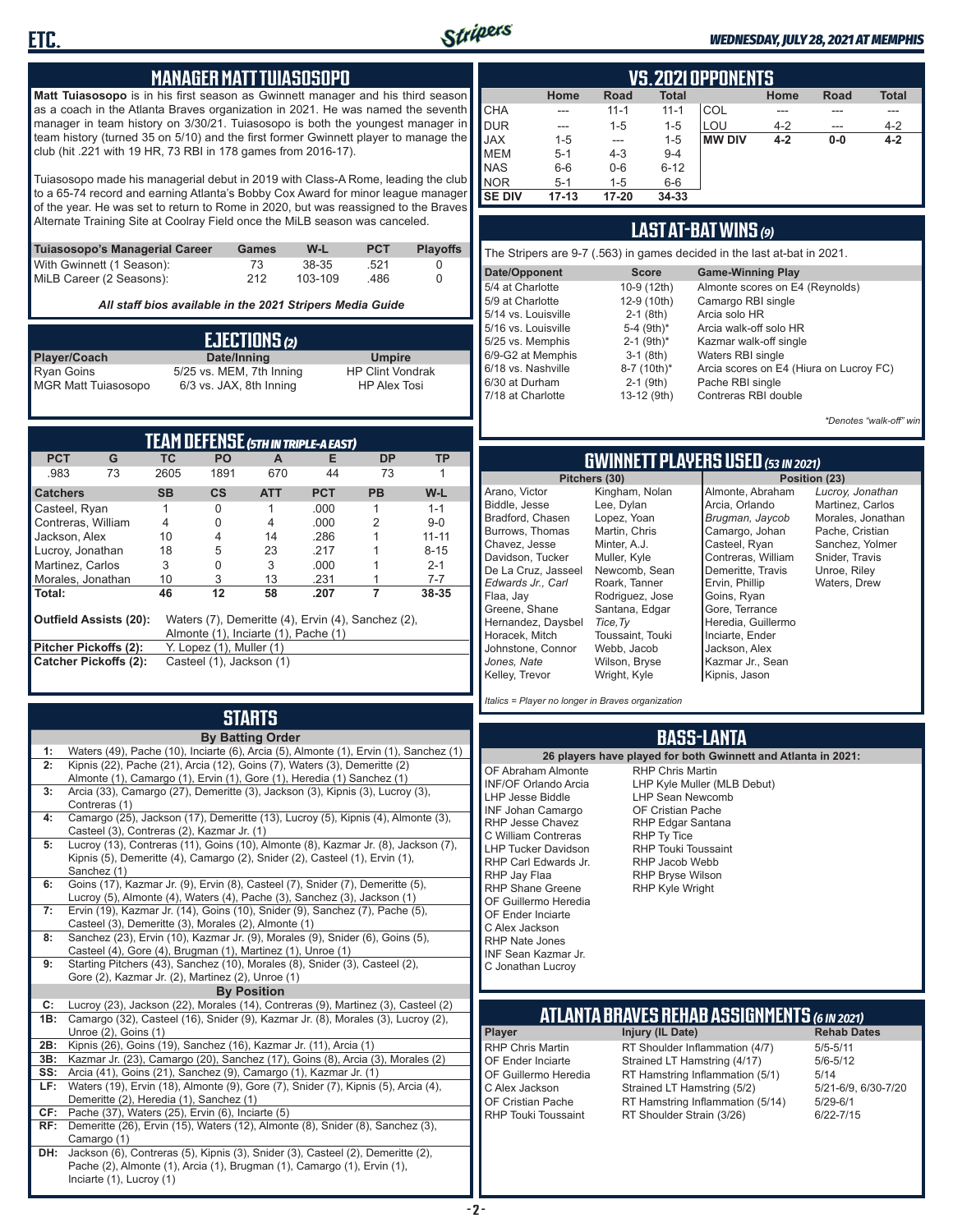## MANAGER MATT TUIASOSOPO

**Matt Tuiasosopo** is in his first season as Gwinnett manager and his third season as a coach in the Atlanta Braves organization in 2021. He was named the seventh manager in team history on 3/30/21. Tuiasosopo is both the youngest manager in team history (turned 35 on 5/10) and the first former Gwinnett player to manage the club (hit .221 with 19 HR, 73 RBI in 178 games from 2016-17).

Tuiasosopo made his managerial debut in 2019 with Class-A Rome, leading the club to a 65-74 record and earning Atlanta's Bobby Cox Award for minor league manager of the year. He was set to return to Rome in 2020, but was reassigned to the Braves Alternate Training Site at Coolray Field once the MiLB season was canceled.

| Tuiasosopo's Managerial Career | Games | W-L | PCT | Playoffs |
|---|---|---|---|---|
| With Gwinnett (1 Season): | 73 | 38-35 | .521 | 0 |
| MiLB Career (2 Seasons): | 212 | 103-109 | .486 | 0 |

*All staff bios available in the 2021 Stripers Media Guide*

## EJECTIONS (2)

| Player/Coach | Date/Inning | Umpire |
|---|---|---|
| Ryan Goins | 5/25 vs. MEM, 7th Inning | HP Clint Vondrak |
| MGR Matt Tuiasosopo | 6/3 vs. JAX, 8th Inning | HP Alex Tosi |

## TEAM DEFENSE (5TH IN TRIPLE-A EAST)

| PCT | G | TC | PO | A | E | DP | TP |
|---|---|---|---|---|---|---|---|
| .983 | 73 | 2605 | 1891 | 670 | 44 | 73 | 1 |

| Catchers | SB | CS | ATT | PCT | PB | W-L |
|---|---|---|---|---|---|---|
| Casteel, Ryan | 1 | 0 | 1 | .000 | 1 | 1-1 |
| Contreras, William | 4 | 0 | 4 | .000 | 2 | 9-0 |
| Jackson, Alex | 10 | 4 | 14 | .286 | 1 | 11-11 |
| Lucroy, Jonathan | 18 | 5 | 23 | .217 | 1 | 8-15 |
| Martinez, Carlos | 3 | 0 | 3 | .000 | 1 | 2-1 |
| Morales, Jonathan | 10 | 3 | 13 | .231 | 1 | 7-7 |
| **Total:** | **46** | **12** | **58** | **.207** | **7** | **38-35** |

**Outfield Assists (20):** Waters (7), Demeritte (4), Ervin (4), Sanchez (2), Almonte (1), Inciarte (1), Pache (1)
**Pitcher Pickoffs (2):** Y. Lopez (1), Muller (1)
**Catcher Pickoffs (2):** Casteel (1), Jackson (1)

## STARTS

**By Batting Order**

- **1:** Waters (49), Pache (10), Inciarte (6), Arcia (5), Almonte (1), Ervin (1), Sanchez (1)
- **2:** Kipnis (22), Pache (21), Arcia (12), Goins (7), Waters (3), Demeritte (2), Almonte (1), Camargo (1), Ervin (1), Gore (1), Heredia (1) Sanchez (1)
- **3:** Arcia (33), Camargo (27), Demeritte (3), Jackson (3), Kipnis (3), Lucroy (3), Contreras (1)
- **4:** Camargo (25), Jackson (17), Demeritte (13), Lucroy (5), Kipnis (4), Almonte (3), Casteel (3), Contreras (2), Kazmar Jr. (1)
- **5:** Lucroy (13), Contreras (11), Goins (10), Almonte (8), Kazmar Jr. (8), Jackson (7), Kipnis (5), Demeritte (4), Camargo (2), Snider (2), Casteel (1), Ervin (1), Sanchez (1)
- **6:** Goins (17), Kazmar Jr. (9), Ervin (8), Casteel (7), Snider (7), Demeritte (5), Lucroy (5), Almonte (4), Waters (4), Pache (3), Sanchez (3), Jackson (1)
- **7:** Ervin (19), Kazmar Jr. (14), Goins (10), Snider (9), Sanchez (7), Pache (5), Casteel (3), Demeritte (3), Morales (2), Almonte (1)
- **8:** Sanchez (23), Ervin (10), Kazmar Jr. (9), Morales (9), Snider (6), Goins (5), Casteel (4), Gore (4), Brugman (1), Martinez (1), Unroe (1)
- **9:** Starting Pitchers (43), Sanchez (10), Morales (8), Snider (3), Casteel (2), Gore (2), Kazmar Jr. (2), Martinez (2), Unroe (1)

**By Position**

- **C:** Lucroy (23), Jackson (22), Morales (14), Contreras (9), Martinez (3), Casteel (2)
- **1B:** Camargo (32), Casteel (16), Snider (9), Kazmar Jr. (8), Morales (3), Lucroy (2), Unroe (2), Goins (1)
- **2B:** Kipnis (26), Goins (19), Sanchez (16), Kazmar Jr. (11), Arcia (1)
- **3B:** Kazmar Jr. (23), Camargo (20), Sanchez (17), Goins (8), Arcia (3), Morales (2)
- **SS:** Arcia (41), Goins (21), Sanchez (9), Camargo (1), Kazmar Jr. (1)
- **LF:** Waters (19), Ervin (18), Almonte (9), Gore (7), Snider (7), Kipnis (5), Arcia (4), Demeritte (2), Heredia (1), Sanchez (1)
- **CF:** Pache (37), Waters (25), Ervin (6), Inciarte (5)
- **RF:** Demeritte (26), Ervin (15), Waters (12), Almonte (8), Snider (8), Sanchez (3), Camargo (1)
- **DH:** Jackson (6), Contreras (5), Kipnis (3), Snider (3), Casteel (2), Demeritte (2), Pache (2), Almonte (1), Arcia (1), Brugman (1), Camargo (1), Ervin (1), Inciarte (1), Lucroy (1)

## VS. 2021 OPPONENTS

| | Home | Road | Total | | Home | Road | Total |
|---|---|---|---|---|---|---|---|
| CHA | --- | 11-1 | 11-1 | COL | --- | --- | --- |
| DUR | --- | 1-5 | 1-5 | LOU | 4-2 | --- | 4-2 |
| JAX | 1-5 | --- | 1-5 | **MW DIV** | **4-2** | **0-0** | **4-2** |
| MEM | 5-1 | 4-3 | 9-4 | | | | |
| NAS | 6-6 | 0-6 | 6-12 | | | | |
| NOR | 5-1 | 1-5 | 6-6 | | | | |
| **SE DIV** | **17-13** | **17-20** | **34-33** | | | | |

## LAST AT-BAT WINS (9)

The Stripers are 9-7 (.563) in games decided in the last at-bat in 2021.

| Date/Opponent | Score | Game-Winning Play |
|---|---|---|
| 5/4 at Charlotte | 10-9 (12th) | Almonte scores on E4 (Reynolds) |
| 5/9 at Charlotte | 12-9 (10th) | Camargo RBI single |
| 5/14 vs. Louisville | 2-1 (8th) | Arcia solo HR |
| 5/16 vs. Louisville | 5-4 (9th)* | Arcia walk-off solo HR |
| 5/25 vs. Memphis | 2-1 (9th)* | Kazmar walk-off single |
| 6/9-G2 at Memphis | 3-1 (8th) | Waters RBI single |
| 6/18 vs. Nashville | 8-7 (10th)* | Arcia scores on E4 (Hiura on Lucroy FC) |
| 6/30 at Durham | 2-1 (9th) | Pache RBI single |
| 7/18 at Charlotte | 13-12 (9th) | Contreras RBI double |

*\*Denotes "walk-off" win*

## GWINNETT PLAYERS USED (53 IN 2021)

| Pitchers (30) | | Position (23) | |
|---|---|---|---|
| Arano, Victor | Kingham, Nolan | Almonte, Abraham | *Lucroy, Jonathan* |
| Biddle, Jesse | Lee, Dylan | Arcia, Orlando | Martinez, Carlos |
| Bradford, Chasen | Lopez, Yoan | *Brugman, Jaycob* | Morales, Jonathan |
| Burrows, Thomas | Martin, Chris | Camargo, Johan | Pache, Cristian |
| Chavez, Jesse | Minter, A.J. | Casteel, Ryan | Sanchez, Yolmer |
| Davidson, Tucker | Muller, Kyle | Contreras, William | Snider, Travis |
| De La Cruz, Jasseel | Newcomb, Sean | Demeritte, Travis | Unroe, Riley |
| *Edwards Jr., Carl* | Roark, Tanner | Ervin, Phillip | Waters, Drew |
| Flaa, Jay | Rodriguez, Jose | Goins, Ryan | |
| Greene, Shane | Santana, Edgar | Gore, Terrance | |
| Hernandez, Daysbel | *Tice, Ty* | Heredia, Guillermo | |
| Horacek, Mitch | Toussaint, Touki | Inciarte, Ender | |
| Johnstone, Connor | Webb, Jacob | Jackson, Alex | |
| *Jones, Nate* | Wilson, Bryse | Kazmar Jr., Sean | |
| Kelley, Trevor | Wright, Kyle | Kipnis, Jason | |

*Italics = Player no longer in Braves organization*

## BASS-LANTA

**26 players have played for both Gwinnett and Atlanta in 2021:**

- OF Abraham Almonte
- INF/OF Orlando Arcia
- LHP Jesse Biddle
- INF Johan Camargo
- RHP Jesse Chavez
- C William Contreras
- LHP Tucker Davidson
- RHP Carl Edwards Jr.
- RHP Jay Flaa
- RHP Shane Greene
- OF Guillermo Heredia
- OF Ender Inciarte
- C Alex Jackson
- RHP Nate Jones
- INF Sean Kazmar Jr.
- C Jonathan Lucroy
- RHP Chris Martin
- LHP Kyle Muller (MLB Debut)
- LHP Sean Newcomb
- OF Cristian Pache
- RHP Edgar Santana
- RHP Ty Tice
- RHP Touki Toussaint
- RHP Jacob Webb
- RHP Bryse Wilson
- RHP Kyle Wright

## ATLANTA BRAVES REHAB ASSIGNMENTS (6 IN 2021)

| Player | Injury (IL Date) | Rehab Dates |
|---|---|---|
| RHP Chris Martin | RT Shoulder Inflammation (4/7) | 5/5-5/11 |
| OF Ender Inciarte | Strained LT Hamstring (4/17) | 5/6-5/12 |
| OF Guillermo Heredia | RT Hamstring Inflammation (5/1) | 5/14 |
| C Alex Jackson | Strained LT Hamstring (5/2) | 5/21-6/9, 6/30-7/20 |
| OF Cristian Pache | RT Hamstring Inflammation (5/14) | 5/29-6/1 |
| RHP Touki Toussaint | RT Shoulder Strain (3/26) | 6/22-7/15 |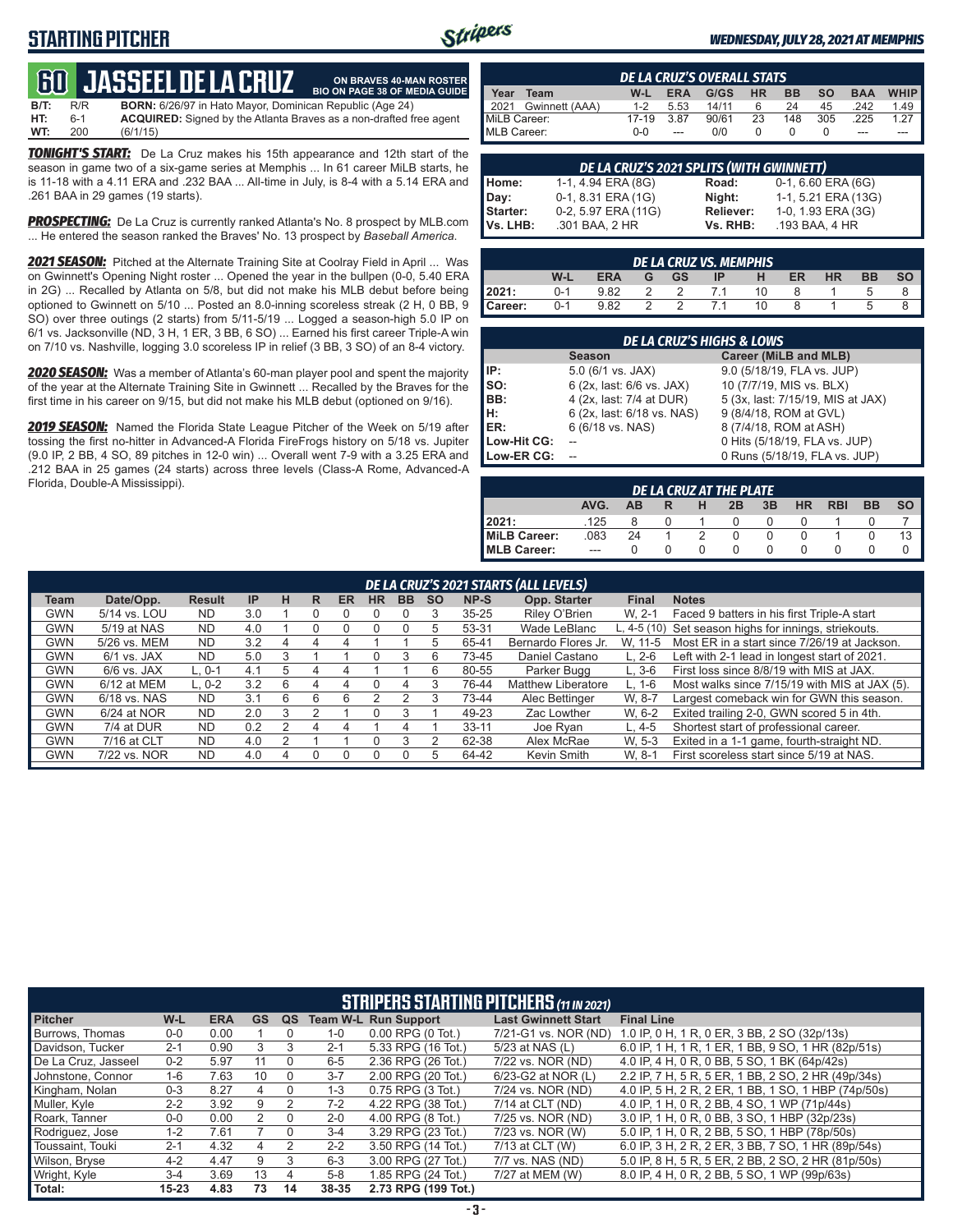## STARTING PITCHER

# 60 JASSEEL DE LA CRUZ

**ON BRAVES 40-MAN ROSTER**
**BIO ON PAGE 38 OF MEDIA GUIDE**

**B/T:** R/R **BORN:** 6/26/97 in Hato Mayor, Dominican Republic (Age 24)
**HT:** 6-1 **ACQUIRED:** Signed by the Atlanta Braves as a non-drafted free agent
**WT:** 200 (6/1/15)

***TONIGHT'S START:*** De La Cruz makes his 15th appearance and 12th start of the season in game two of a six-game series at Memphis ... In 61 career MiLB starts, he is 11-18 with a 4.11 ERA and .232 BAA ... All-time in July, is 8-4 with a 5.14 ERA and .261 BAA in 29 games (19 starts).

***PROSPECTING:*** De La Cruz is currently ranked Atlanta's No. 8 prospect by MLB.com ... He entered the season ranked the Braves' No. 13 prospect by *Baseball America*.

***2021 SEASON:*** Pitched at the Alternate Training Site at Coolray Field in April ... Was on Gwinnett's Opening Night roster ... Opened the year in the bullpen (0-0, 5.40 ERA in 2G) ... Recalled by Atlanta on 5/8, but did not make his MLB debut before being optioned to Gwinnett on 5/10 ... Posted an 8.0-inning scoreless streak (2 H, 0 BB, 9 SO) over three outings (2 starts) from 5/11-5/19 ... Logged a season-high 5.0 IP on 6/1 vs. Jacksonville (ND, 3 H, 1 ER, 3 BB, 6 SO) ... Earned his first career Triple-A win on 7/10 vs. Nashville, logging 3.0 scoreless IP in relief (3 BB, 3 SO) of an 8-4 victory.

***2020 SEASON:*** Was a member of Atlanta's 60-man player pool and spent the majority of the year at the Alternate Training Site in Gwinnett ... Recalled by the Braves for the first time in his career on 9/15, but did not make his MLB debut (optioned on 9/16).

***2019 SEASON:*** Named the Florida State League Pitcher of the Week on 5/19 after tossing the first no-hitter in Advanced-A Florida FireFrogs history on 5/18 vs. Jupiter (9.0 IP, 2 BB, 4 SO, 89 pitches in 12-0 win) ... Overall went 7-9 with a 3.25 ERA and .212 BAA in 25 games (24 starts) across three levels (Class-A Rome, Advanced-A Florida, Double-A Mississippi).

### DE LA CRUZ'S OVERALL STATS

| Year | Team | W-L | ERA | G/GS | HR | BB | SO | BAA | WHIP |
|---|---|---|---|---|---|---|---|---|---|
| 2021 | Gwinnett (AAA) | 1-2 | 5.53 | 14/11 | 6 | 24 | 45 | .242 | 1.49 |
| MiLB Career: | | 17-19 | 3.87 | 90/61 | 23 | 148 | 305 | .225 | 1.27 |
| MLB Career: | | 0-0 | --- | 0/0 | 0 | 0 | 0 | --- | --- |

### DE LA CRUZ'S 2021 SPLITS (WITH GWINNETT)

| | | | |
|---|---|---|---|
| Home: | 1-1, 4.94 ERA (8G) | Road: | 0-1, 6.60 ERA (6G) |
| Day: | 0-1, 8.31 ERA (1G) | Night: | 1-1, 5.21 ERA (13G) |
| Starter: | 0-2, 5.97 ERA (11G) | Reliever: | 1-0, 1.93 ERA (3G) |
| Vs. LHB: | .301 BAA, 2 HR | Vs. RHB: | .193 BAA, 4 HR |

### DE LA CRUZ VS. MEMPHIS

| | W-L | ERA | G | GS | IP | H | ER | HR | BB | SO |
|---|---|---|---|---|---|---|---|---|---|---|
| 2021: | 0-1 | 9.82 | 2 | 2 | 7.1 | 10 | 8 | 1 | 5 | 8 |
| Career: | 0-1 | 9.82 | 2 | 2 | 7.1 | 10 | 8 | 1 | 5 | 8 |

### DE LA CRUZ'S HIGHS & LOWS

| | Season | Career (MiLB and MLB) |
|---|---|---|
| IP: | 5.0 (6/1 vs. JAX) | 9.0 (5/18/19, FLA vs. JUP) |
| SO: | 6 (2x, last: 6/6 vs. JAX) | 10 (7/7/19, MIS vs. BLX) |
| BB: | 4 (2x, last: 7/4 at DUR) | 5 (3x, last: 7/15/19, MIS at JAX) |
| H: | 6 (2x, last: 6/18 vs. NAS) | 9 (8/4/18, ROM at GVL) |
| ER: | 6 (6/18 vs. NAS) | 8 (7/4/18, ROM at ASH) |
| Low-Hit CG: | -- | 0 Hits (5/18/19, FLA vs. JUP) |
| Low-ER CG: | -- | 0 Runs (5/18/19, FLA vs. JUP) |

### DE LA CRUZ AT THE PLATE

| | AVG. | AB | R | H | 2B | 3B | HR | RBI | BB | SO |
|---|---|---|---|---|---|---|---|---|---|---|
| 2021: | .125 | 8 | 0 | 1 | 0 | 0 | 0 | 1 | 0 | 7 |
| MiLB Career: | .083 | 24 | 1 | 2 | 0 | 0 | 0 | 1 | 0 | 13 |
| MLB Career: | --- | 0 | 0 | 0 | 0 | 0 | 0 | 0 | 0 | 0 |

### DE LA CRUZ'S 2021 STARTS (ALL LEVELS)

| Team | Date/Opp. | Result | IP | H | R | ER | HR | BB | SO | NP-S | Opp. Starter | Final | Notes |
|---|---|---|---|---|---|---|---|---|---|---|---|---|---|
| GWN | 5/14 vs. LOU | ND | 3.0 | 1 | 0 | 0 | 0 | 0 | 3 | 35-25 | Riley O'Brien | W, 2-1 | Faced 9 batters in his first Triple-A start |
| GWN | 5/19 at NAS | ND | 4.0 | 1 | 0 | 0 | 0 | 0 | 5 | 53-31 | Wade LeBlanc | L, 4-5 (10) | Set season highs for innings, striekouts. |
| GWN | 5/26 vs. MEM | ND | 3.2 | 4 | 4 | 4 | 1 | 1 | 5 | 65-41 | Bernardo Flores Jr. | W, 11-5 | Most ER in a start since 7/26/19 at Jackson. |
| GWN | 6/1 vs. JAX | ND | 5.0 | 3 | 1 | 1 | 0 | 3 | 6 | 73-45 | Daniel Castano | L, 2-6 | Left with 2-1 lead in longest start of 2021. |
| GWN | 6/6 vs. JAX | L, 0-1 | 4.1 | 5 | 4 | 4 | 1 | 1 | 6 | 80-55 | Parker Bugg | L, 3-6 | First loss since 8/8/19 with MIS at JAX. |
| GWN | 6/12 at MEM | L, 0-2 | 3.2 | 6 | 4 | 4 | 0 | 4 | 3 | 76-44 | Matthew Liberatore | L, 1-6 | Most walks since 7/15/19 with MIS at JAX (5). |
| GWN | 6/18 vs. NAS | ND | 3.1 | 6 | 6 | 6 | 2 | 2 | 3 | 73-44 | Alec Bettinger | W, 8-7 | Largest comeback win for GWN this season. |
| GWN | 6/24 at NOR | ND | 2.0 | 3 | 2 | 1 | 0 | 3 | 1 | 49-23 | Zac Lowther | W, 6-2 | Exited trailing 2-0, GWN scored 5 in 4th. |
| GWN | 7/4 at DUR | ND | 0.2 | 2 | 4 | 4 | 1 | 4 | 1 | 33-11 | Joe Ryan | L, 4-5 | Shortest start of professional career. |
| GWN | 7/16 at CLT | ND | 4.0 | 2 | 1 | 1 | 0 | 3 | 2 | 62-38 | Alex McRae | W, 5-3 | Exited in a 1-1 game, fourth-straight ND. |
| GWN | 7/22 vs. NOR | ND | 4.0 | 4 | 0 | 0 | 0 | 0 | 5 | 64-42 | Kevin Smith | W, 8-1 | First scoreless start since 5/19 at NAS. |

### STRIPERS STARTING PITCHERS (11 IN 2021)

| Pitcher | W-L | ERA | GS | QS | Team W-L | Run Support | Last Gwinnett Start | Final Line |
|---|---|---|---|---|---|---|---|---|
| Burrows, Thomas | 0-0 | 0.00 | 1 | 0 | 1-0 | 0.00 RPG (0 Tot.) | 7/21-G1 vs. NOR (ND) | 1.0 IP, 0 H, 1 R, 0 ER, 3 BB, 2 SO (32p/13s) |
| Davidson, Tucker | 2-1 | 0.90 | 3 | 3 | 2-1 | 5.33 RPG (16 Tot.) | 5/23 at NAS (L) | 6.0 IP, 1 H, 1 R, 1 ER, 1 BB, 9 SO, 1 HR (82p/51s) |
| De La Cruz, Jasseel | 0-2 | 5.97 | 11 | 0 | 6-5 | 2.36 RPG (26 Tot.) | 7/22 vs. NOR (ND) | 4.0 IP, 4 H, 0 R, 0 BB, 5 SO, 1 BK (64p/42s) |
| Johnstone, Connor | 1-6 | 7.63 | 10 | 0 | 3-7 | 2.00 RPG (20 Tot.) | 6/23-G2 at NOR (L) | 2.2 IP, 7 H, 5 R, 5 ER, 1 BB, 2 SO, 2 HR (49p/34s) |
| Kingham, Nolan | 0-3 | 8.27 | 4 | 0 | 1-3 | 0.75 RPG (3 Tot.) | 7/24 vs. NOR (ND) | 4.0 IP, 5 H, 2 R, 2 ER, 1 BB, 1 SO, 1 HBP (74p/50s) |
| Muller, Kyle | 2-2 | 3.92 | 9 | 2 | 7-2 | 4.22 RPG (38 Tot.) | 7/14 at CLT (ND) | 4.0 IP, 1 H, 0 R, 2 BB, 4 SO, 1 WP (71p/44s) |
| Roark, Tanner | 0-0 | 0.00 | 2 | 0 | 2-0 | 4.00 RPG (8 Tot.) | 7/25 vs. NOR (ND) | 3.0 IP, 1 H, 0 R, 0 BB, 3 SO, 1 HBP (32p/23s) |
| Rodriguez, Jose | 1-2 | 7.61 | 7 | 0 | 3-4 | 3.29 RPG (23 Tot.) | 7/23 vs. NOR (W) | 5.0 IP, 1 H, 0 R, 2 BB, 5 SO, 1 HBP (78p/50s) |
| Toussaint, Touki | 2-1 | 4.32 | 4 | 2 | 2-2 | 3.50 RPG (14 Tot.) | 7/13 at CLT (W) | 6.0 IP, 3 H, 2 R, 2 ER, 3 BB, 7 SO, 1 HR (89p/54s) |
| Wilson, Bryse | 4-2 | 4.47 | 9 | 3 | 6-3 | 3.00 RPG (27 Tot.) | 7/7 vs. NAS (ND) | 5.0 IP, 8 H, 5 R, 5 ER, 2 BB, 2 SO, 2 HR (81p/50s) |
| Wright, Kyle | 3-4 | 3.69 | 13 | 4 | 5-8 | 1.85 RPG (24 Tot.) | 7/27 at MEM (W) | 8.0 IP, 4 H, 0 R, 2 BB, 5 SO, 1 WP (99p/63s) |
| **Total:** | **15-23** | **4.83** | **73** | **14** | **38-35** | **2.73 RPG (199 Tot.)** | | |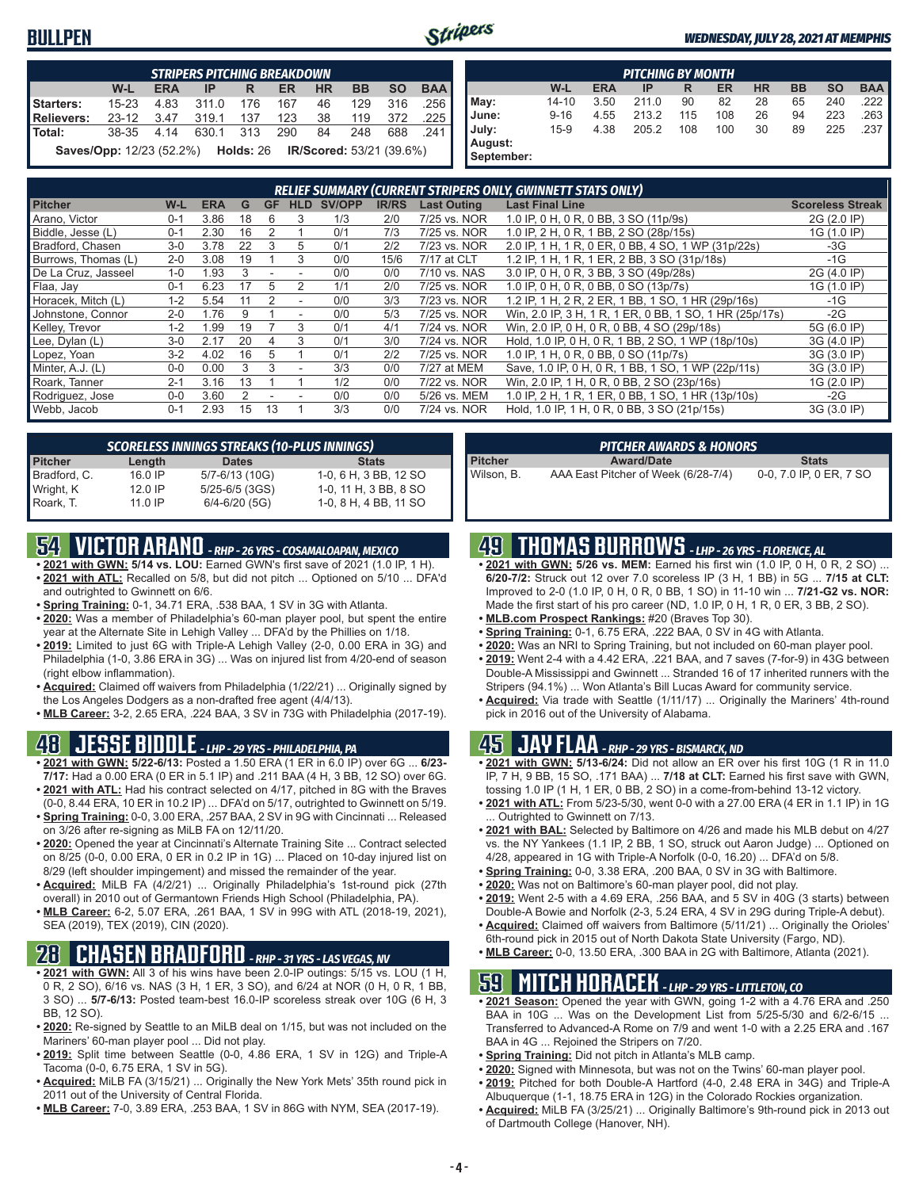## BULLPEN

*WEDNESDAY, JULY 28, 2021 AT MEMPHIS*

| STRIPERS PITCHING BREAKDOWN | | | | | | | | | |
|---|---|---|---|---|---|---|---|---|---|
| | W-L | ERA | IP | R | ER | HR | BB | SO | BAA |
| Starters: | 15-23 | 4.83 | 311.0 | 176 | 167 | 46 | 129 | 316 | .256 |
| Relievers: | 23-12 | 3.47 | 319.1 | 137 | 123 | 38 | 119 | 372 | .225 |
| Total: | 38-35 | 4.14 | 630.1 | 313 | 290 | 84 | 248 | 688 | .241 |

**Saves/Opp:** 12/23 (52.2%) **Holds:** 26 **IR/Scored:** 53/21 (39.6%)

| PITCHING BY MONTH | | | | | | | | | |
|---|---|---|---|---|---|---|---|---|---|
| | W-L | ERA | IP | R | ER | HR | BB | SO | BAA |
| May: | 14-10 | 3.50 | 211.0 | 90 | 82 | 28 | 65 | 240 | .222 |
| June: | 9-16 | 4.55 | 213.2 | 115 | 108 | 26 | 94 | 223 | .263 |
| July: | 15-9 | 4.38 | 205.2 | 108 | 100 | 30 | 89 | 225 | .237 |
| August: | | | | | | | | | |
| September: | | | | | | | | | |

| RELIEF SUMMARY (CURRENT STRIPERS ONLY, GWINNETT STATS ONLY) | | | | | | | | | | |
|---|---|---|---|---|---|---|---|---|---|---|
| Pitcher | W-L | ERA | G | GF | HLD | SV/OPP | IR/RS | Last Outing | Last Final Line | Scoreless Streak |
| Arano, Victor | 0-1 | 3.86 | 18 | 6 | 3 | 1/3 | 2/0 | 7/25 vs. NOR | 1.0 IP, 0 H, 0 R, 0 BB, 3 SO (11p/9s) | 2G (2.0 IP) |
| Biddle, Jesse (L) | 0-1 | 2.30 | 16 | 2 | 1 | 0/1 | 7/3 | 7/25 vs. NOR | 1.0 IP, 2 H, 0 R, 1 BB, 2 SO (28p/15s) | 1G (1.0 IP) |
| Bradford, Chasen | 3-0 | 3.78 | 22 | 3 | 5 | 0/1 | 2/2 | 7/23 vs. NOR | 2.0 IP, 1 H, 1 R, 0 ER, 0 BB, 4 SO, 1 WP (31p/22s) | -3G |
| Burrows, Thomas (L) | 2-0 | 3.08 | 19 | 1 | 3 | 0/0 | 15/6 | 7/17 at CLT | 1.2 IP, 1 H, 1 R, 1 ER, 2 BB, 3 SO (31p/18s) | -1G |
| De La Cruz, Jasseel | 1-0 | 1.93 | 3 | - | - | 0/0 | 0/0 | 7/10 vs. NAS | 3.0 IP, 0 H, 0 R, 3 BB, 3 SO (49p/28s) | 2G (4.0 IP) |
| Flaa, Jay | 0-1 | 6.23 | 17 | 5 | 2 | 1/1 | 2/0 | 7/25 vs. NOR | 1.0 IP, 0 H, 0 R, 0 BB, 0 SO (13p/7s) | 1G (1.0 IP) |
| Horacek, Mitch (L) | 1-2 | 5.54 | 11 | 2 | - | 0/0 | 3/3 | 7/23 vs. NOR | 1.2 IP, 1 H, 2 R, 2 ER, 1 BB, 1 SO, 1 HR (29p/16s) | -1G |
| Johnstone, Connor | 2-0 | 1.76 | 9 | 1 | - | 0/0 | 5/3 | 7/25 vs. NOR | Win, 2.0 IP, 3 H, 1 R, 1 ER, 0 BB, 1 SO, 1 HR (25p/17s) | -2G |
| Kelley, Trevor | 1-2 | 1.99 | 19 | 7 | 3 | 0/1 | 4/1 | 7/24 vs. NOR | Win, 2.0 IP, 0 H, 0 R, 0 BB, 4 SO (29p/18s) | 5G (6.0 IP) |
| Lee, Dylan (L) | 3-0 | 2.17 | 20 | 4 | 3 | 0/1 | 3/0 | 7/24 vs. NOR | Hold, 1.0 IP, 0 H, 0 R, 1 BB, 2 SO, 1 WP (18p/10s) | 3G (4.0 IP) |
| Lopez, Yoan | 3-2 | 4.02 | 16 | 5 | 1 | 0/1 | 2/2 | 7/25 vs. NOR | 1.0 IP, 1 H, 0 R, 0 BB, 0 SO (11p/7s) | 3G (3.0 IP) |
| Minter, A.J. (L) | 0-0 | 0.00 | 3 | 3 | - | 3/3 | 0/0 | 7/27 at MEM | Save, 1.0 IP, 0 H, 0 R, 1 BB, 1 SO, 1 WP (22p/11s) | 3G (3.0 IP) |
| Roark, Tanner | 2-1 | 3.16 | 13 | 1 | 1 | 1/2 | 0/0 | 7/22 vs. NOR | Win, 2.0 IP, 1 H, 0 R, 0 BB, 2 SO (23p/16s) | 1G (2.0 IP) |
| Rodriguez, Jose | 0-0 | 3.60 | 2 | - | - | 0/0 | 0/0 | 5/26 vs. MEM | 1.0 IP, 2 H, 1 R, 1 ER, 0 BB, 1 SO, 1 HR (13p/10s) | -2G |
| Webb, Jacob | 0-1 | 2.93 | 15 | 13 | 1 | 3/3 | 0/0 | 7/24 vs. NOR | Hold, 1.0 IP, 1 H, 0 R, 0 BB, 3 SO (21p/15s) | 3G (3.0 IP) |

| SCORELESS INNINGS STREAKS (10-PLUS INNINGS) | | | |
|---|---|---|---|
| Pitcher | Length | Dates | Stats |
| Bradford, C. | 16.0 IP | 5/7-6/13 (10G) | 1-0, 6 H, 3 BB, 12 SO |
| Wright, K | 12.0 IP | 5/25-6/5 (3GS) | 1-0, 11 H, 3 BB, 8 SO |
| Roark, T. | 11.0 IP | 6/4-6/20 (5G) | 1-0, 8 H, 4 BB, 11 SO |

| PITCHER AWARDS & HONORS | | |
|---|---|---|
| Pitcher | Award/Date | Stats |
| Wilson, B. | AAA East Pitcher of Week (6/28-7/4) | 0-0, 7.0 IP, 0 ER, 7 SO |

## 54 VICTOR ARANO - RHP - 26 YRS - COSAMALOAPAN, MEXICO

- **2021 with GWN:** 5/14 vs. LOU: Earned GWN's first save of 2021 (1.0 IP, 1 H).
- **2021 with ATL:** Recalled on 5/8, but did not pitch ... Optioned on 5/10 ... DFA'd and outrighted to Gwinnett on 6/6.
- **Spring Training:** 0-1, 34.71 ERA, .538 BAA, 1 SV in 3G with Atlanta.
- **2020:** Was a member of Philadelphia's 60-man player pool, but spent the entire year at the Alternate Site in Lehigh Valley ... DFA'd by the Phillies on 1/18.
- **2019:** Limited to just 6G with Triple-A Lehigh Valley (2-0, 0.00 ERA in 3G) and Philadelphia (1-0, 3.86 ERA in 3G) ... Was on injured list from 4/20-end of season (right elbow inflammation).
- **Acquired:** Claimed off waivers from Philadelphia (1/22/21) ... Originally signed by the Los Angeles Dodgers as a non-drafted free agent (4/4/13).
- **MLB Career:** 3-2, 2.65 ERA, .224 BAA, 3 SV in 73G with Philadelphia (2017-19).

## 48 JESSE BIDDLE - LHP - 29 YRS - PHILADELPHIA, PA

- **2021 with GWN:** 5/22-6/13: Posted a 1.50 ERA (1 ER in 6.0 IP) over 6G ... 6/23-7/17: Had a 0.00 ERA (0 ER in 5.1 IP) and .211 BAA (4 H, 3 BB, 12 SO) over 6G.
- **2021 with ATL:** Had his contract selected on 4/17, pitched in 8G with the Braves (0-0, 8.44 ERA, 10 ER in 10.2 IP) ... DFA'd on 5/17, outrighted to Gwinnett on 5/19.
- **Spring Training:** 0-0, 3.00 ERA, .257 BAA, 2 SV in 9G with Cincinnati ... Released on 3/26 after re-signing as MiLB FA on 12/11/20.
- **2020:** Opened the year at Cincinnati's Alternate Training Site ... Contract selected on 8/25 (0-0, 0.00 ERA, 0 ER in 0.2 IP in 1G) ... Placed on 10-day injured list on 8/29 (left shoulder impingement) and missed the remainder of the year.
- **Acquired:** MiLB FA (4/2/21) ... Originally Philadelphia's 1st-round pick (27th overall) in 2010 out of Germantown Friends High School (Philadelphia, PA).
- **MLB Career:** 6-2, 5.07 ERA, .261 BAA, 1 SV in 99G with ATL (2018-19, 2021), SEA (2019), TEX (2019), CIN (2020).

## 28 CHASEN BRADFORD - RHP - 31 YRS - LAS VEGAS, NV

- **2021 with GWN:** All 3 of his wins have been 2.0-IP outings: 5/15 vs. LOU (1 H, 0 R, 2 SO), 6/16 vs. NAS (3 H, 1 ER, 3 SO), and 6/24 at NOR (0 H, 0 R, 1 BB, 3 SO) ... 5/7-6/13: Posted team-best 16.0-IP scoreless streak over 10G (6 H, 3 BB, 12 SO).
- **2020:** Re-signed by Seattle to an MiLB deal on 1/15, but was not included on the Mariners' 60-man player pool ... Did not play.
- **2019:** Split time between Seattle (0-0, 4.86 ERA, 1 SV in 12G) and Triple-A Tacoma (0-0, 6.75 ERA, 1 SV in 5G).
- **Acquired:** MiLB FA (3/15/21) ... Originally the New York Mets' 35th round pick in 2011 out of the University of Central Florida.
- **MLB Career:** 7-0, 3.89 ERA, .253 BAA, 1 SV in 86G with NYM, SEA (2017-19).

## 49 THOMAS BURROWS - LHP - 26 YRS - FLORENCE, AL

- **2021 with GWN:** 5/26 vs. MEM: Earned his first win (1.0 IP, 0 H, 0 R, 2 SO) ... 6/20-7/2: Struck out 12 over 7.0 scoreless IP (3 H, 1 BB) in 5G ... 7/15 at CLT: Improved to 2-0 (1.0 IP, 0 H, 0 R, 0 BB, 1 SO) in 11-10 win ... 7/21-G2 vs. NOR: Made the first start of his pro career (ND, 1.0 IP, 0 H, 1 R, 0 ER, 3 BB, 2 SO).
- **MLB.com Prospect Rankings:** #20 (Braves Top 30).
- **Spring Training:** 0-1, 6.75 ERA, .222 BAA, 0 SV in 4G with Atlanta.
- **2020:** Was an NRI to Spring Training, but not included on 60-man player pool.
- **2019:** Went 2-4 with a 4.42 ERA, .221 BAA, and 7 saves (7-for-9) in 43G between Double-A Mississippi and Gwinnett ... Stranded 16 of 17 inherited runners with the Stripers (94.1%) ... Won Atlanta's Bill Lucas Award for community service.
- **Acquired:** Via trade with Seattle (1/11/17) ... Originally the Mariners' 4th-round pick in 2016 out of the University of Alabama.

## 45 JAY FLAA - RHP - 29 YRS - BISMARCK, ND

- **2021 with GWN:** 5/13-6/24: Did not allow an ER over his first 10G (1 R in 11.0 IP, 7 H, 9 BB, 15 SO, .171 BAA) ... 7/18 at CLT: Earned his first save with GWN, tossing 1.0 IP (1 H, 1 ER, 0 BB, 2 SO) in a come-from-behind 13-12 victory.
- **2021 with ATL:** From 5/23-5/30, went 0-0 with a 27.00 ERA (4 ER in 1.1 IP) in 1G ... Outrighted to Gwinnett on 7/13.
- **2021 with BAL:** Selected by Baltimore on 4/26 and made his MLB debut on 4/27 vs. the NY Yankees (1.1 IP, 2 BB, 1 SO, struck out Aaron Judge) ... Optioned on 4/28, appeared in 1G with Triple-A Norfolk (0-0, 16.20) ... DFA'd on 5/8.
- **Spring Training:** 0-0, 3.38 ERA, .200 BAA, 0 SV in 3G with Baltimore.
- **2020:** Was not on Baltimore's 60-man player pool, did not play.
- **2019:** Went 2-5 with a 4.69 ERA, .256 BAA, and 5 SV in 40G (3 starts) between Double-A Bowie and Norfolk (2-3, 5.24 ERA, 4 SV in 29G during Triple-A debut).
- **Acquired:** Claimed off waivers from Baltimore (5/11/21) ... Originally the Orioles' 6th-round pick in 2015 out of North Dakota State University (Fargo, ND).
- **MLB Career:** 0-0, 13.50 ERA, .300 BAA in 2G with Baltimore, Atlanta (2021).

## 59 MITCH HORACEK - LHP - 29 YRS - LITTLETON, CO

- **2021 Season:** Opened the year with GWN, going 1-2 with a 4.76 ERA and .250 BAA in 10G ... Was on the Development List from 5/25-5/30 and 6/2-6/15 ... Transferred to Advanced-A Rome on 7/9 and went 1-0 with a 2.25 ERA and .167 BAA in 4G ... Rejoined the Stripers on 7/20.
- **Spring Training:** Did not pitch in Atlanta's MLB camp.
- **2020:** Signed with Minnesota, but was not on the Twins' 60-man player pool.
- **2019:** Pitched for both Double-A Hartford (4-0, 2.48 ERA in 34G) and Triple-A Albuquerque (1-1, 18.75 ERA in 12G) in the Colorado Rockies organization.
- **Acquired:** MiLB FA (3/25/21) ... Originally Baltimore's 9th-round pick in 2013 out of Dartmouth College (Hanover, NH).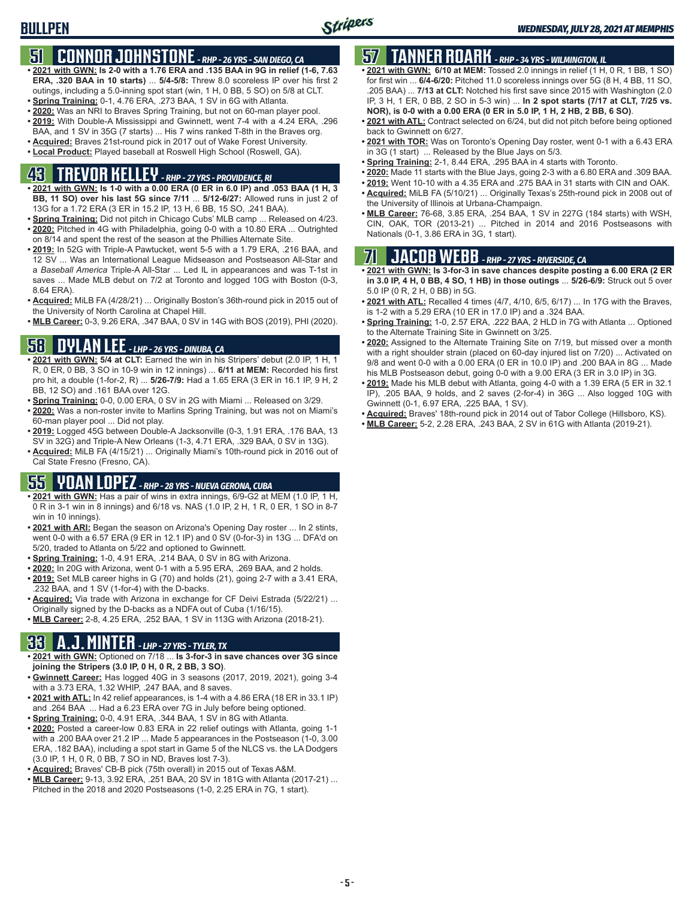## 51 CONNOR JOHNSTONE - RHP - 26 YRS - SAN DIEGO, CA

- **2021 with GWN: Is 2-0 with a 1.76 ERA and .135 BAA in 9G in relief (1-6, 7.63 ERA, .320 BAA in 10 starts)** ... **5/4-5/8:** Threw 8.0 scoreless IP over his first 2 outings, including a 5.0-inning spot start (win, 1 H, 0 BB, 5 SO) on 5/8 at CLT.
- **Spring Training:** 0-1, 4.76 ERA, .273 BAA, 1 SV in 6G with Atlanta.
- **2020:** Was an NRI to Braves Spring Training, but not on 60-man player pool.
- **2019:** With Double-A Mississippi and Gwinnett, went 7-4 with a 4.24 ERA, .296 BAA, and 1 SV in 35G (7 starts) ... His 7 wins ranked T-8th in the Braves org.
- **Acquired:** Braves 21st-round pick in 2017 out of Wake Forest University.
- **Local Product:** Played baseball at Roswell High School (Roswell, GA).

## 43 TREVOR KELLEY - RHP - 27 YRS - PROVIDENCE, RI

- **2021 with GWN: Is 1-0 with a 0.00 ERA (0 ER in 6.0 IP) and .053 BAA (1 H, 3 BB, 11 SO) over his last 5G since 7/11** ... **5/12-6/27:** Allowed runs in just 2 of 13G for a 1.72 ERA (3 ER in 15.2 IP, 13 H, 6 BB, 15 SO, .241 BAA).
- **Spring Training:** Did not pitch in Chicago Cubs' MLB camp ... Released on 4/23.
- **2020:** Pitched in 4G with Philadelphia, going 0-0 with a 10.80 ERA ... Outrighted on 8/14 and spent the rest of the season at the Phillies Alternate Site.
- **2019:** In 52G with Triple-A Pawtucket, went 5-5 with a 1.79 ERA, .216 BAA, and 12 SV ... Was an International League Midseason and Postseason All-Star and a *Baseball America* Triple-A All-Star ... Led IL in appearances and was T-1st in saves ... Made MLB debut on 7/2 at Toronto and logged 10G with Boston (0-3, 8.64 ERA).
- **Acquired:** MiLB FA (4/28/21) ... Originally Boston's 36th-round pick in 2015 out of the University of North Carolina at Chapel Hill.
- **MLB Career:** 0-3, 9.26 ERA, .347 BAA, 0 SV in 14G with BOS (2019), PHI (2020).

## 58 DYLAN LEE - LHP - 26 YRS - DINUBA, CA

- **2021 with GWN: 5/4 at CLT:** Earned the win in his Stripers' debut (2.0 IP, 1 H, 1 R, 0 ER, 0 BB, 3 SO in 10-9 win in 12 innings) ... **6/11 at MEM:** Recorded his first pro hit, a double (1-for-2, R) ... **5/26-7/9:** Had a 1.65 ERA (3 ER in 16.1 IP, 9 H, 2 BB, 12 SO) and .161 BAA over 12G.
- **Spring Training:** 0-0, 0.00 ERA, 0 SV in 2G with Miami ... Released on 3/29.
- **2020:** Was a non-roster invite to Marlins Spring Training, but was not on Miami's 60-man player pool ... Did not play.
- **2019:** Logged 45G between Double-A Jacksonville (0-3, 1.91 ERA, .176 BAA, 13 SV in 32G) and Triple-A New Orleans (1-3, 4.71 ERA, .329 BAA, 0 SV in 13G).
- **Acquired:** MiLB FA (4/15/21) ... Originally Miami's 10th-round pick in 2016 out of Cal State Fresno (Fresno, CA).

## 55 YOAN LOPEZ - RHP - 28 YRS - NUEVA GERONA, CUBA

- **2021 with GWN:** Has a pair of wins in extra innings, 6/9-G2 at MEM (1.0 IP, 1 H, 0 R in 3-1 win in 8 innings) and 6/18 vs. NAS (1.0 IP, 2 H, 1 R, 0 ER, 1 SO in 8-7 win in 10 innings).
- **2021 with ARI:** Began the season on Arizona's Opening Day roster ... In 2 stints, went 0-0 with a 6.57 ERA (9 ER in 12.1 IP) and 0 SV (0-for-3) in 13G ... DFA'd on 5/20, traded to Atlanta on 5/22 and optioned to Gwinnett.
- **Spring Training:** 1-0, 4.91 ERA, .214 BAA, 0 SV in 8G with Arizona.
- **2020:** In 20G with Arizona, went 0-1 with a 5.95 ERA, .269 BAA, and 2 holds.
- **2019:** Set MLB career highs in G (70) and holds (21), going 2-7 with a 3.41 ERA, .232 BAA, and 1 SV (1-for-4) with the D-backs.
- **Acquired:** Via trade with Arizona in exchange for CF Deivi Estrada (5/22/21) ... Originally signed by the D-backs as a NDFA out of Cuba (1/16/15).
- **MLB Career:** 2-8, 4.25 ERA, .252 BAA, 1 SV in 113G with Arizona (2018-21).

## 33 A.J. MINTER - LHP - 27 YRS - TYLER, TX

- **2021 with GWN:** Optioned on 7/18 ... **Is 3-for-3 in save chances over 3G since joining the Stripers (3.0 IP, 0 H, 0 R, 2 BB, 3 SO)**.
- **Gwinnett Career:** Has logged 40G in 3 seasons (2017, 2019, 2021), going 3-4 with a 3.73 ERA, 1.32 WHIP, .247 BAA, and 8 saves.
- **2021 with ATL:** In 42 relief appearances, is 1-4 with a 4.86 ERA (18 ER in 33.1 IP) and .264 BAA ... Had a 6.23 ERA over 7G in July before being optioned.
- **Spring Training:** 0-0, 4.91 ERA, .344 BAA, 1 SV in 8G with Atlanta.
- **2020:** Posted a career-low 0.83 ERA in 22 relief outings with Atlanta, going 1-1 with a .200 BAA over 21.2 IP ... Made 5 appearances in the Postseason (1-0, 3.00 ERA, .182 BAA), including a spot start in Game 5 of the NLCS vs. the LA Dodgers (3.0 IP, 1 H, 0 R, 0 BB, 7 SO in ND, Braves lost 7-3).
- **Acquired:** Braves' CB-B pick (75th overall) in 2015 out of Texas A&M.
- **MLB Career:** 9-13, 3.92 ERA, .251 BAA, 20 SV in 181G with Atlanta (2017-21) ... Pitched in the 2018 and 2020 Postseasons (1-0, 2.25 ERA in 7G, 1 start).

## 57 TANNER ROARK - RHP - 34 YRS - WILMINGTON, IL

- **2021 with GWN: 6/10 at MEM:** Tossed 2.0 innings in relief (1 H, 0 R, 1 BB, 1 SO) for first win ... **6/4-6/20:** Pitched 11.0 scoreless innings over 5G (8 H, 4 BB, 11 SO, .205 BAA) ... **7/13 at CLT:** Notched his first save since 2015 with Washington (2.0 IP, 3 H, 1 ER, 0 BB, 2 SO in 5-3 win) ... **In 2 spot starts (7/17 at CLT, 7/25 vs. NOR), is 0-0 with a 0.00 ERA (0 ER in 5.0 IP, 1 H, 2 HB, 2 BB, 6 SO)**.
- **2021 with ATL:** Contract selected on 6/24, but did not pitch before being optioned back to Gwinnett on 6/27.
- **2021 with TOR:** Was on Toronto's Opening Day roster, went 0-1 with a 6.43 ERA in 3G (1 start) ... Released by the Blue Jays on 5/3.
- **Spring Training:** 2-1, 8.44 ERA, .295 BAA in 4 starts with Toronto.
- **2020:** Made 11 starts with the Blue Jays, going 2-3 with a 6.80 ERA and .309 BAA.
- **2019:** Went 10-10 with a 4.35 ERA and .275 BAA in 31 starts with CIN and OAK.
- **Acquired:** MiLB FA (5/10/21) ... Originally Texas's 25th-round pick in 2008 out of the University of Illinois at Urbana-Champaign.
- **MLB Career:** 76-68, 3.85 ERA, .254 BAA, 1 SV in 227G (184 starts) with WSH, CIN, OAK, TOR (2013-21) ... Pitched in 2014 and 2016 Postseasons with Nationals (0-1, 3.86 ERA in 3G, 1 start).

## 71 JACOB WEBB - RHP - 27 YRS - RIVERSIDE, CA

- **2021 with GWN: Is 3-for-3 in save chances despite posting a 6.00 ERA (2 ER in 3.0 IP, 4 H, 0 BB, 4 SO, 1 HB) in those outings** ... **5/26-6/9:** Struck out 5 over 5.0 IP (0 R, 2 H, 0 BB) in 5G.
- **2021 with ATL:** Recalled 4 times (4/7, 4/10, 6/5, 6/17) ... In 17G with the Braves, is 1-2 with a 5.29 ERA (10 ER in 17.0 IP) and a .324 BAA.
- **Spring Training:** 1-0, 2.57 ERA, .222 BAA, 2 HLD in 7G with Atlanta ... Optioned to the Alternate Training Site in Gwinnett on 3/25.
- **2020:** Assigned to the Alternate Training Site on 7/19, but missed over a month with a right shoulder strain (placed on 60-day injured list on 7/20) ... Activated on 9/8 and went 0-0 with a 0.00 ERA (0 ER in 10.0 IP) and .200 BAA in 8G ... Made his MLB Postseason debut, going 0-0 with a 9.00 ERA (3 ER in 3.0 IP) in 3G.
- **2019:** Made his MLB debut with Atlanta, going 4-0 with a 1.39 ERA (5 ER in 32.1 IP), .205 BAA, 9 holds, and 2 saves (2-for-4) in 36G ... Also logged 10G with Gwinnett (0-1, 6.97 ERA, .225 BAA, 1 SV).
- **Acquired:** Braves' 18th-round pick in 2014 out of Tabor College (Hillsboro, KS).
- **MLB Career:** 5-2, 2.28 ERA, .243 BAA, 2 SV in 61G with Atlanta (2019-21).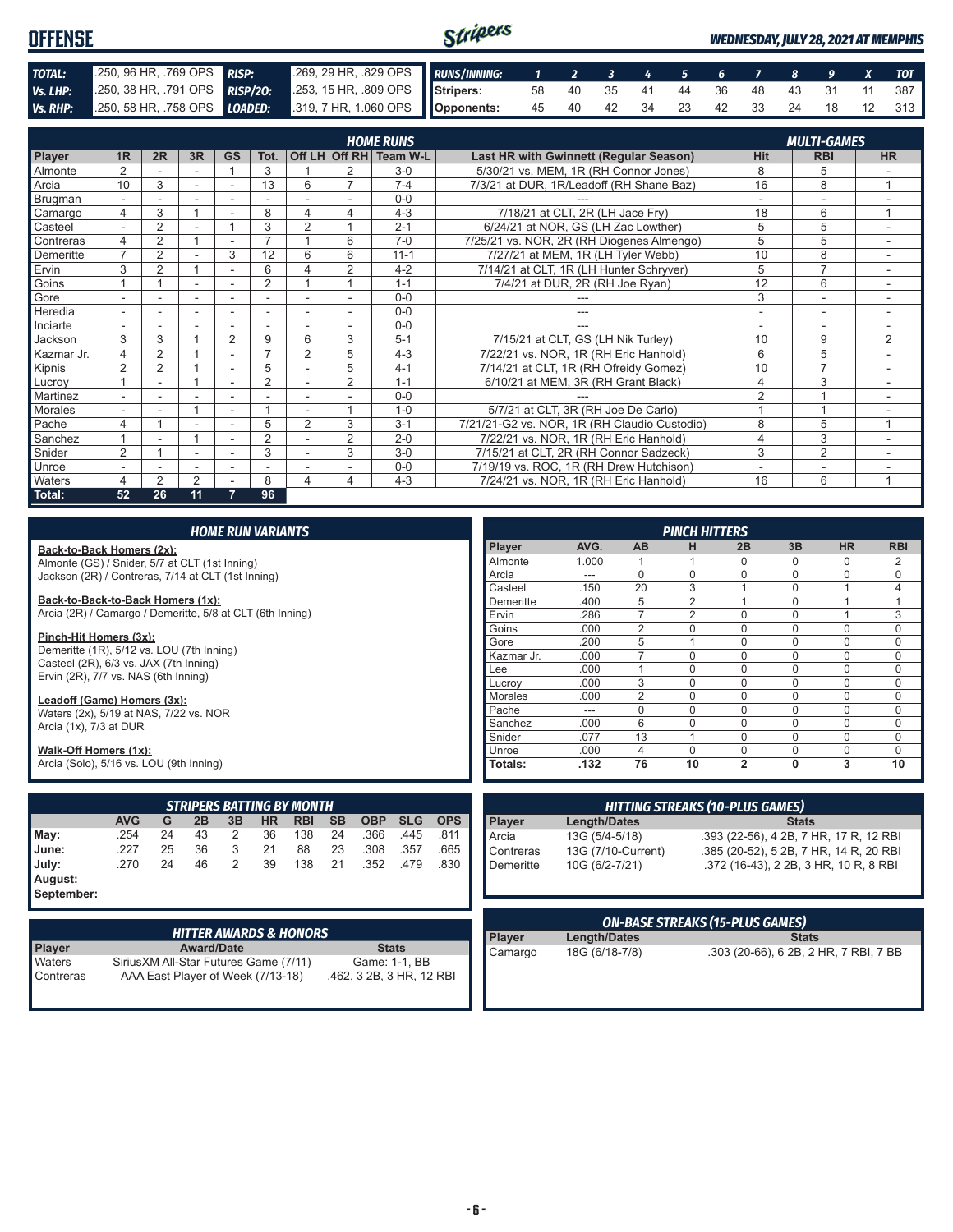# OFFENSE

*WEDNESDAY, JULY 28, 2021 AT MEMPHIS*

| | | | |
|---|---|---|---|
| **TOTAL:** | .250, 96 HR, .769 OPS | **RISP:** | .269, 29 HR, .829 OPS |
| **Vs. LHP:** | .250, 38 HR, .791 OPS | **RISP/2O:** | .253, 15 HR, .809 OPS |
| **Vs. RHP:** | .250, 58 HR, .758 OPS | **LOADED:** | .319, 7 HR, 1.060 OPS |

| RUNS/INNING: | 1 | 2 | 3 | 4 | 5 | 6 | 7 | 8 | 9 | X | TOT |
|---|---|---|---|---|---|---|---|---|---|---|---|
| Stripers: | 58 | 40 | 35 | 41 | 44 | 36 | 48 | 43 | 31 | 11 | 387 |
| Opponents: | 45 | 40 | 42 | 34 | 23 | 42 | 33 | 24 | 18 | 12 | 313 |

| | HOME RUNS | | | | | | | | Last HR with Gwinnett (Regular Season) | MULTI-GAMES | | |
|---|---|---|---|---|---|---|---|---|---|---|---|---|
| Player | 1R | 2R | 3R | GS | Tot. | Off LH | Off RH | Team W-L | Last HR with Gwinnett (Regular Season) | Hit | RBI | HR |
| Almonte | 2 | - | - | 1 | 3 | 1 | 2 | 3-0 | 5/30/21 vs. MEM, 1R (RH Connor Jones) | 8 | 5 | - |
| Arcia | 10 | 3 | - | - | 13 | 6 | 7 | 7-4 | 7/3/21 at DUR, 1R/Leadoff (RH Shane Baz) | 16 | 8 | 1 |
| Brugman | - | - | - | - | - | - | - | 0-0 | --- | - | - | - |
| Camargo | 4 | 3 | 1 | - | 8 | 4 | 4 | 4-3 | 7/18/21 at CLT, 2R (LH Jace Fry) | 18 | 6 | 1 |
| Casteel | - | 2 | - | 1 | 3 | 2 | 1 | 2-1 | 6/24/21 at NOR, GS (LH Zac Lowther) | 5 | 5 | - |
| Contreras | 4 | 2 | 1 | - | 7 | 1 | 6 | 7-0 | 7/25/21 vs. NOR, 2R (RH Diogenes Almengo) | 5 | 5 | - |
| Demeritte | 7 | 2 | - | 3 | 12 | 6 | 6 | 11-1 | 7/27/21 at MEM, 1R (LH Tyler Webb) | 10 | 8 | - |
| Ervin | 3 | 2 | 1 | - | 6 | 4 | 2 | 4-2 | 7/14/21 at CLT, 1R (LH Hunter Schryver) | 5 | 7 | - |
| Goins | 1 | 1 | - | - | 2 | 1 | 1 | 1-1 | 7/4/21 at DUR, 2R (RH Joe Ryan) | 12 | 6 | - |
| Gore | - | - | - | - | - | - | - | 0-0 | --- | 3 | - | - |
| Heredia | - | - | - | - | - | - | - | 0-0 | --- | - | - | - |
| Inciarte | - | - | - | - | - | - | - | 0-0 | --- | - | - | - |
| Jackson | 3 | 3 | 1 | 2 | 9 | 6 | 3 | 5-1 | 7/15/21 at CLT, GS (LH Nik Turley) | 10 | 9 | 2 |
| Kazmar Jr. | 4 | 2 | 1 | - | 7 | 2 | 5 | 4-3 | 7/22/21 vs. NOR, 1R (RH Eric Hanhold) | 6 | 5 | - |
| Kipnis | 2 | 2 | 1 | - | 5 | - | 5 | 4-1 | 7/14/21 at CLT, 1R (RH Ofreidy Gomez) | 10 | 7 | - |
| Lucroy | 1 | - | 1 | - | 2 | - | 2 | 1-1 | 6/10/21 at MEM, 3R (RH Grant Black) | 4 | 3 | - |
| Martinez | - | - | - | - | - | - | - | 0-0 | --- | 2 | 1 | - |
| Morales | - | - | 1 | - | 1 | - | 1 | 1-0 | 5/7/21 at CLT, 3R (RH Joe De Carlo) | 1 | 1 | - |
| Pache | 4 | 1 | - | - | 5 | 2 | 3 | 3-1 | 7/21/21-G2 vs. NOR, 1R (RH Claudio Custodio) | 8 | 5 | 1 |
| Sanchez | 1 | - | 1 | - | 2 | - | 2 | 2-0 | 7/22/21 vs. NOR, 1R (RH Eric Hanhold) | 4 | 3 | - |
| Snider | 2 | 1 | - | - | 3 | - | 3 | 3-0 | 7/15/21 at CLT, 2R (RH Connor Sadzeck) | 3 | 2 | - |
| Unroe | - | - | - | - | - | - | - | 0-0 | 7/19/19 vs. ROC, 1R (RH Drew Hutchison) | - | - | - |
| Waters | 4 | 2 | 2 | - | 8 | 4 | 4 | 4-3 | 7/24/21 vs. NOR, 1R (RH Eric Hanhold) | 16 | 6 | 1 |
| **Total:** | **52** | **26** | **11** | **7** | **96** | | | | | | | |

## HOME RUN VARIANTS

**Back-to-Back Homers (2x):**
Almonte (GS) / Snider, 5/7 at CLT (1st Inning)
Jackson (2R) / Contreras, 7/14 at CLT (1st Inning)

**Back-to-Back-to-Back Homers (1x):**
Arcia (2R) / Camargo / Demeritte, 5/8 at CLT (6th Inning)

**Pinch-Hit Homers (3x):**
Demeritte (1R), 5/12 vs. LOU (7th Inning)
Casteel (2R), 6/3 vs. JAX (7th Inning)
Ervin (2R), 7/7 vs. NAS (6th Inning)

**Leadoff (Game) Homers (3x):**
Waters (2x), 5/19 at NAS, 7/22 vs. NOR
Arcia (1x), 7/3 at DUR

**Walk-Off Homers (1x):**
Arcia (Solo), 5/16 vs. LOU (9th Inning)

## PINCH HITTERS

| Player | AVG. | AB | H | 2B | 3B | HR | RBI |
|---|---|---|---|---|---|---|---|
| Almonte | 1.000 | 1 | 1 | 0 | 0 | 0 | 2 |
| Arcia | --- | 0 | 0 | 0 | 0 | 0 | 0 |
| Casteel | .150 | 20 | 3 | 1 | 0 | 1 | 4 |
| Demeritte | .400 | 5 | 2 | 1 | 0 | 1 | 1 |
| Ervin | .286 | 7 | 2 | 0 | 0 | 1 | 3 |
| Goins | .000 | 2 | 0 | 0 | 0 | 0 | 0 |
| Gore | .200 | 5 | 1 | 0 | 0 | 0 | 0 |
| Kazmar Jr. | .000 | 7 | 0 | 0 | 0 | 0 | 0 |
| Lee | .000 | 1 | 0 | 0 | 0 | 0 | 0 |
| Lucroy | .000 | 3 | 0 | 0 | 0 | 0 | 0 |
| Morales | .000 | 2 | 0 | 0 | 0 | 0 | 0 |
| Pache | --- | 0 | 0 | 0 | 0 | 0 | 0 |
| Sanchez | .000 | 6 | 0 | 0 | 0 | 0 | 0 |
| Snider | .077 | 13 | 1 | 0 | 0 | 0 | 0 |
| Unroe | .000 | 4 | 0 | 0 | 0 | 0 | 0 |
| **Totals:** | **.132** | **76** | **10** | **2** | **0** | **3** | **10** |

## STRIPERS BATTING BY MONTH

| | AVG | G | 2B | 3B | HR | RBI | SB | OBP | SLG | OPS |
|---|---|---|---|---|---|---|---|---|---|---|
| May: | .254 | 24 | 43 | 2 | 36 | 138 | 24 | .366 | .445 | .811 |
| June: | .227 | 25 | 36 | 3 | 21 | 88 | 23 | .308 | .357 | .665 |
| July: | .270 | 24 | 46 | 2 | 39 | 138 | 21 | .352 | .479 | .830 |
| August: | | | | | | | | | | |
| September: | | | | | | | | | | |

## HITTING STREAKS (10-PLUS GAMES)

| Player | Length/Dates | Stats |
|---|---|---|
| Arcia | 13G (5/4-5/18) | .393 (22-56), 4 2B, 7 HR, 17 R, 12 RBI |
| Contreras | 13G (7/10-Current) | .385 (20-52), 5 2B, 7 HR, 14 R, 20 RBI |
| Demeritte | 10G (6/2-7/21) | .372 (16-43), 2 2B, 3 HR, 10 R, 8 RBI |

## HITTER AWARDS & HONORS

| Player | Award/Date | Stats |
|---|---|---|
| Waters | SiriusXM All-Star Futures Game (7/11) | Game: 1-1, BB |
| Contreras | AAA East Player of Week (7/13-18) | .462, 3 2B, 3 HR, 12 RBI |

## ON-BASE STREAKS (15-PLUS GAMES)

| Player | Length/Dates | Stats |
|---|---|---|
| Camargo | 18G (6/18-7/8) | .303 (20-66), 6 2B, 2 HR, 7 RBI, 7 BB |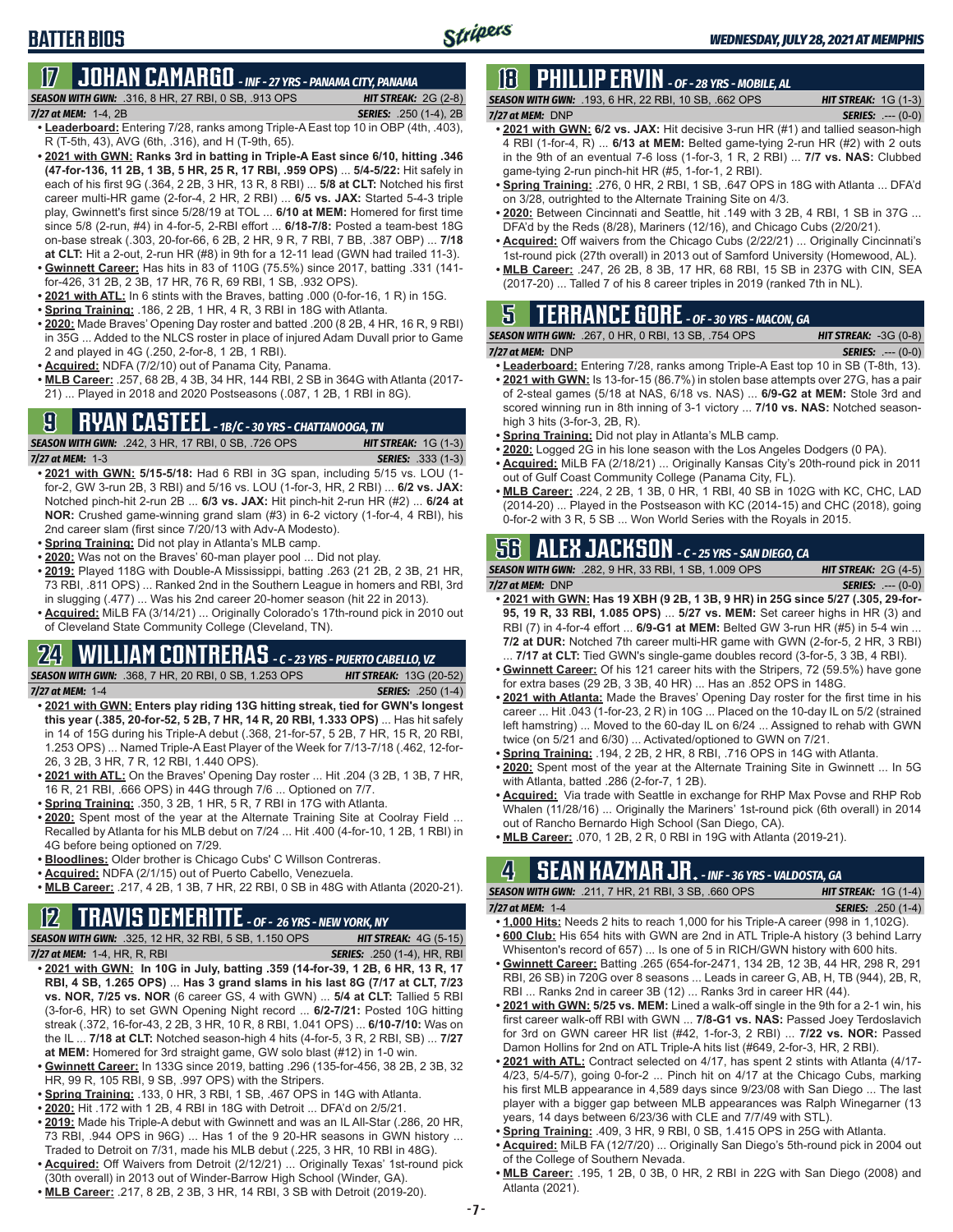# BATTER BIOS

## 17 JOHAN CAMARGO - INF - 27 YRS - PANAMA CITY, PANAMA

**SEASON WITH GWN:** .316, 8 HR, 27 RBI, 0 SB, .913 OPS — **HIT STREAK:** 2G (2-8)
**7/27 at MEM:** 1-4, 2B — **SERIES:** .250 (1-4), 2B

- **Leaderboard:** Entering 7/28, ranks among Triple-A East top 10 in OBP (4th, .403), R (T-5th, 43), AVG (6th, .316), and H (T-9th, 65).
- **2021 with GWN: Ranks 3rd in batting in Triple-A East since 6/10, hitting .346 (47-for-136, 11 2B, 1 3B, 5 HR, 25 R, 17 RBI, .959 OPS)** ... **5/4-5/22:** Hit safely in each of his first 9G (.364, 2 2B, 3 HR, 13 R, 8 RBI) ... **5/8 at CLT:** Notched his first career multi-HR game (2-for-4, 2 HR, 2 RBI) ... **6/5 vs. JAX:** Started 5-4-3 triple play, Gwinnett's first since 5/28/19 at TOL ... **6/10 at MEM:** Homered for first time since 5/8 (2-run, #4) in 4-for-5, 2-RBI effort ... **6/18-7/8:** Posted a team-best 18G on-base streak (.303, 20-for-66, 6 2B, 2 HR, 9 R, 7 RBI, 7 BB, .387 OBP) ... **7/18 at CLT:** Hit a 2-out, 2-run HR (#8) in 9th for a 12-11 lead (GWN had trailed 11-3).
- **Gwinnett Career:** Has hits in 83 of 110G (75.5%) since 2017, batting .331 (141-for-426, 31 2B, 2 3B, 17 HR, 76 R, 69 RBI, 1 SB, .932 OPS).
- **2021 with ATL:** In 6 stints with the Braves, batting .000 (0-for-16, 1 R) in 15G.
- **Spring Training:** .186, 2 2B, 1 HR, 4 R, 3 RBI in 18G with Atlanta.
- **2020:** Made Braves' Opening Day roster and batted .200 (8 2B, 4 HR, 16 R, 9 RBI) in 35G ... Added to the NLCS roster in place of injured Adam Duvall prior to Game 2 and played in 4G (.250, 2-for-8, 1 2B, 1 RBI).
- **Acquired:** NDFA (7/2/10) out of Panama City, Panama.
- **MLB Career:** .257, 68 2B, 4 3B, 34 HR, 144 RBI, 2 SB in 364G with Atlanta (2017-21) ... Played in 2018 and 2020 Postseasons (.087, 1 2B, 1 RBI in 8G).

## 9 RYAN CASTEEL - 1B/C - 30 YRS - CHATTANOOGA, TN

**SEASON WITH GWN:** .242, 3 HR, 17 RBI, 0 SB, .726 OPS — **HIT STREAK:** 1G (1-3)
**7/27 at MEM:** 1-3 — **SERIES:** .333 (1-3)

- **2021 with GWN: 5/15-5/18:** Had 6 RBI in 3G span, including 5/15 vs. LOU (1-for-2, GW 3-run 2B, 3 RBI) and 5/16 vs. LOU (1-for-3, HR, 2 RBI) ... **6/2 vs. JAX:** Notched pinch-hit 2-run 2B ... **6/3 vs. JAX:** Hit pinch-hit 2-run HR (#2) ... **6/24 at NOR:** Crushed game-winning grand slam (#3) in 6-2 victory (1-for-4, 4 RBI), his 2nd career slam (first since 7/20/13 with Adv-A Modesto).
- **Spring Training:** Did not play in Atlanta's MLB camp.
- **2020:** Was not on the Braves' 60-man player pool ... Did not play.
- **2019:** Played 118G with Double-A Mississippi, batting .263 (21 2B, 2 3B, 21 HR, 73 RBI, .811 OPS) ... Ranked 2nd in the Southern League in homers and RBI, 3rd in slugging (.477) ... Was his 2nd career 20-homer season (hit 22 in 2013).
- **Acquired:** MiLB FA (3/14/21) ... Originally Colorado's 17th-round pick in 2010 out of Cleveland State Community College (Cleveland, TN).

## 24 WILLIAM CONTRERAS - C - 23 YRS - PUERTO CABELLO, VZ

**SEASON WITH GWN:** .368, 7 HR, 20 RBI, 0 SB, 1.253 OPS — **HIT STREAK:** 13G (20-52)
**7/27 at MEM:** 1-4 — **SERIES:** .250 (1-4)

- **2021 with GWN: Enters play riding 13G hitting streak, tied for GWN's longest this year (.385, 20-for-52, 5 2B, 7 HR, 14 R, 20 RBI, 1.333 OPS)** ... Has hit safely in 14 of 15G during his Triple-A debut (.368, 21-for-57, 5 2B, 7 HR, 15 R, 20 RBI, 1.253 OPS) ... Named Triple-A East Player of the Week for 7/13-7/18 (.462, 12-for-26, 3 2B, 3 HR, 7 R, 12 RBI, 1.440 OPS).
- **2021 with ATL:** On the Braves' Opening Day roster ... Hit .204 (3 2B, 1 3B, 7 HR, 16 R, 21 RBI, .666 OPS) in 44G through 7/6 ... Optioned on 7/7.
- **Spring Training:** .350, 3 2B, 1 HR, 5 R, 7 RBI in 17G with Atlanta.
- **2020:** Spent most of the year at the Alternate Training Site at Coolray Field ... Recalled by Atlanta for his MLB debut on 7/24 ... Hit .400 (4-for-10, 1 2B, 1 RBI) in 4G before being optioned on 7/29.
- **Bloodlines:** Older brother is Chicago Cubs' C Willson Contreras.
- **Acquired:** NDFA (2/1/15) out of Puerto Cabello, Venezuela.
- **MLB Career:** .217, 4 2B, 1 3B, 7 HR, 22 RBI, 0 SB in 48G with Atlanta (2020-21).

## 12 TRAVIS DEMERITTE - OF - 26 YRS - NEW YORK, NY

**SEASON WITH GWN:** .325, 12 HR, 32 RBI, 5 SB, 1.150 OPS — **HIT STREAK:** 4G (5-15)
**7/27 at MEM:** 1-4, HR, R, RBI — **SERIES:** .250 (1-4), HR, RBI

- **2021 with GWN: In 10G in July, batting .359 (14-for-39, 1 2B, 6 HR, 13 R, 17 RBI, 4 SB, 1.265 OPS)** ... **Has 3 grand slams in his last 8G (7/17 at CLT, 7/23 vs. NOR, 7/25 vs. NOR** (career GS, 4 with GWN) ... **5/4 at CLT:** Tallied 5 RBI (3-for-6, HR) to set GWN Opening Night record ... **6/2-7/21:** Posted 10G hitting streak (.372, 16-for-43, 2 2B, 3 HR, 10 R, 8 RBI, 1.041 OPS) ... **6/10-7/10:** Was on the IL ... **7/18 at CLT:** Notched season-high 4 hits (4-for-5, 3 R, 2 RBI, SB) ... **7/27 at MEM:** Homered for 3rd straight game, GW solo blast (#12) in 1-0 win.
- **Gwinnett Career:** In 133G since 2019, batting .296 (135-for-456, 38 2B, 2 3B, 32 HR, 99 R, 105 RBI, 9 SB, .997 OPS) with the Stripers.
- **Spring Training:** .133, 0 HR, 3 RBI, 1 SB, .467 OPS in 14G with Atlanta.
- **2020:** Hit .172 with 1 2B, 4 RBI in 18G with Detroit ... DFA'd on 2/5/21.
- **2019:** Made his Triple-A debut with Gwinnett and was an IL All-Star (.286, 20 HR, 73 RBI, .944 OPS in 96G) ... Has 1 of the 9 20-HR seasons in GWN history ... Traded to Detroit on 7/31, made his MLB debut (.225, 3 HR, 10 RBI in 48G).
- **Acquired:** Off Waivers from Detroit (2/12/21) ... Originally Texas' 1st-round pick (30th overall) in 2013 out of Winder-Barrow High School (Winder, GA).
- **MLB Career:** .217, 8 2B, 2 3B, 3 HR, 14 RBI, 3 SB with Detroit (2019-20).

## 18 PHILLIP ERVIN - OF - 28 YRS - MOBILE, AL

**SEASON WITH GWN:** .193, 6 HR, 22 RBI, 10 SB, .662 OPS — **HIT STREAK:** 1G (1-3)
**7/27 at MEM:** DNP — **SERIES:** .--- (0-0)

- **2021 with GWN: 6/2 vs. JAX:** Hit decisive 3-run HR (#1) and tallied season-high 4 RBI (1-for-4, R) ... **6/13 at MEM:** Belted game-tying 2-run HR (#2) with 2 outs in the 9th of an eventual 7-6 loss (1-for-3, 1 R, 2 RBI) ... **7/7 vs. NAS:** Clubbed game-tying 2-run pinch-hit HR (#5, 1-for-1, 2 RBI).
- **Spring Training:** .276, 0 HR, 2 RBI, 1 SB, .647 OPS in 18G with Atlanta ... DFA'd on 3/28, outrighted to the Alternate Training Site on 4/3.
- **2020:** Between Cincinnati and Seattle, hit .149 with 3 2B, 4 RBI, 1 SB in 37G ... DFA'd by the Reds (8/28), Mariners (12/16), and Chicago Cubs (2/20/21).
- **Acquired:** Off waivers from the Chicago Cubs (2/22/21) ... Originally Cincinnati's 1st-round pick (27th overall) in 2013 out of Samford University (Homewood, AL).
- **MLB Career:** .247, 26 2B, 8 3B, 17 HR, 68 RBI, 15 SB in 237G with CIN, SEA (2017-20) ... Talled 7 of his 8 career triples in 2019 (ranked 7th in NL).

## 5 TERRANCE GORE - OF - 30 YRS - MACON, GA

**SEASON WITH GWN:** .267, 0 HR, 0 RBI, 13 SB, .754 OPS — **HIT STREAK:** -3G (0-8)
**7/27 at MEM:** DNP — **SERIES:** .--- (0-0)

- **Leaderboard:** Entering 7/28, ranks among Triple-A East top 10 in SB (T-8th, 13).
- **2021 with GWN:** Is 13-for-15 (86.7%) in stolen base attempts over 27G, has a pair of 2-steal games (5/18 at NAS, 6/18 vs. NAS) ... **6/9-G2 at MEM:** Stole 3rd and scored winning run in 8th inning of 3-1 victory ... **7/10 vs. NAS:** Notched season-high 3 hits (3-for-3, 2B, R).
- **Spring Training:** Did not play in Atlanta's MLB camp.
- **2020:** Logged 2G in his lone season with the Los Angeles Dodgers (0 PA).
- **Acquired:** MiLB FA (2/18/21) ... Originally Kansas City's 20th-round pick in 2011 out of Gulf Coast Community College (Panama City, FL).
- **MLB Career:** .224, 2 2B, 1 3B, 0 HR, 1 RBI, 40 SB in 102G with KC, CHC, LAD (2014-20) ... Played in the Postseason with KC (2014-15) and CHC (2018), going 0-for-2 with 3 R, 5 SB ... Won World Series with the Royals in 2015.

## 56 ALEX JACKSON - C - 25 YRS - SAN DIEGO, CA

**SEASON WITH GWN:** .282, 9 HR, 33 RBI, 1 SB, 1.009 OPS — **HIT STREAK:** 2G (4-5)
**7/27 at MEM:** DNP — **SERIES:** .--- (0-0)

- **2021 with GWN: Has 19 XBH (9 2B, 1 3B, 9 HR) in 25G since 5/27 (.305, 29-for-95, 19 R, 33 RBI, 1.085 OPS)** ... **5/27 vs. MEM:** Set career highs in HR (3) and RBI (7) in 4-for-4 effort ... **6/9-G1 at MEM:** Belted GW 3-run HR (#5) in 5-4 win ... **7/2 at DUR:** Notched 7th career multi-HR game with GWN (2-for-5, 2 HR, 3 RBI) ... **7/17 at CLT:** Tied GWN's single-game doubles record (3-for-5, 3 3B, 4 RBI).
- **Gwinnett Career:** Of his 121 career hits with the Stripers, 72 (59.5%) have gone for extra bases (29 2B, 3 3B, 40 HR) ... Has an .852 OPS in 148G.
- **2021 with Atlanta:** Made the Braves' Opening Day roster for the first time in his career ... Hit .043 (1-for-23, 2 R) in 10G ... Placed on the 10-day IL on 5/2 (strained left hamstring) ... Moved to the 60-day IL on 6/24 ... Assigned to rehab with GWN twice (on 5/21 and 6/30) ... Activated/optioned to GWN on 7/21.
- **Spring Training:** .194, 2 2B, 2 HR, 8 RBI, .716 OPS in 14G with Atlanta.
- **2020:** Spent most of the year at the Alternate Training Site in Gwinnett ... In 5G with Atlanta, batted .286 (2-for-7, 1 2B).
- **Acquired:** Via trade with Seattle in exchange for RHP Max Povse and RHP Rob Whalen (11/28/16) ... Originally the Mariners' 1st-round pick (6th overall) in 2014 out of Rancho Bernardo High School (San Diego, CA).
- **MLB Career:** .070, 1 2B, 2 R, 0 RBI in 19G with Atlanta (2019-21).

## 4 SEAN KAZMAR JR. - INF - 36 YRS - VALDOSTA, GA

**SEASON WITH GWN:** .211, 7 HR, 21 RBI, 3 SB, .660 OPS — **HIT STREAK:** 1G (1-4)
**7/27 at MEM:** 1-4 — **SERIES:** .250 (1-4)

- **1,000 Hits:** Needs 2 hits to reach 1,000 for his Triple-A career (998 in 1,102G).
- **600 Club:** His 654 hits with GWN are 2nd in ATL Triple-A history (3 behind Larry Whisenton's record of 657) ... Is one of 5 in RICH/GWN history with 600 hits.
- **Gwinnett Career:** Batting .265 (654-for-2471, 134 2B, 12 3B, 44 HR, 298 R, 291 RBI, 26 SB) in 720G over 8 seasons ... Leads in career G, AB, H, TB (944), 2B, R, RBI ... Ranks 2nd in career 3B (12) ... Ranks 3rd in career HR (44).
- **2021 with GWN: 5/25 vs. MEM:** Lined a walk-off single in the 9th for a 2-1 win, his first career walk-off RBI with GWN ... **7/8-G1 vs. NAS:** Passed Joey Terdoslavich for 3rd on GWN career HR list (#42, 1-for-3, 2 RBI) ... **7/22 vs. NOR:** Passed Damon Hollins for 2nd on ATL Triple-A hits list (#649, 2-for-3, HR, 2 RBI).
- **2021 with ATL:** Contract selected on 4/17, has spent 2 stints with Atlanta (4/17-4/23, 5/4-5/7), going 0-for-2 ... Pinch hit on 4/17 at the Chicago Cubs, marking his first MLB appearance in 4,589 days since 9/23/08 with San Diego ... The last player with a bigger gap between MLB appearances was Ralph Winegarner (13 years, 14 days between 6/23/36 with CLE and 7/7/49 with STL).
- **Spring Training:** .409, 3 HR, 9 RBI, 0 SB, 1.415 OPS in 25G with Atlanta.
- **Acquired:** MiLB FA (12/7/20) ... Originally San Diego's 5th-round pick in 2004 out of the College of Southern Nevada.
- **MLB Career:** .195, 1 2B, 0 3B, 0 HR, 2 RBI in 22G with San Diego (2008) and Atlanta (2021).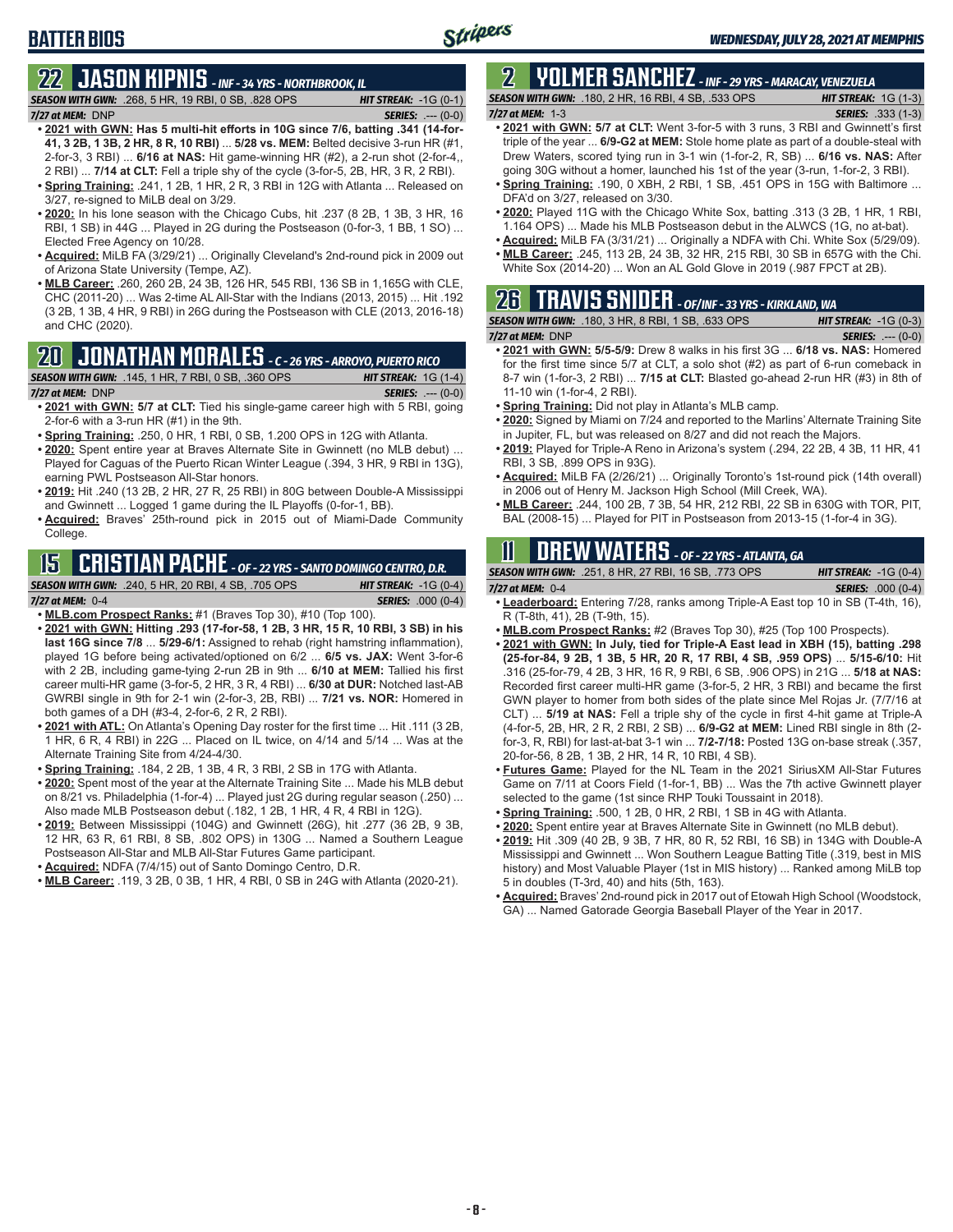# BATTER BIOS

## 22 JASON KIPNIS - INF - 34 YRS - NORTHBROOK, IL

***SEASON WITH GWN:*** .268, 5 HR, 19 RBI, 0 SB, .828 OPS — ***HIT STREAK:*** -1G (0-1)
***7/27 at MEM:*** DNP — ***SERIES:*** .--- (0-0)

- **2021 with GWN: Has 5 multi-hit efforts in 10G since 7/6, batting .341 (14-for-41, 3 2B, 1 3B, 2 HR, 8 R, 10 RBI)** ... **5/28 vs. MEM:** Belted decisive 3-run HR (#1, 2-for-3, 3 RBI) ... **6/16 at NAS:** Hit game-winning HR (#2), a 2-run shot (2-for-4,, 2 RBI) ... **7/14 at CLT:** Fell a triple shy of the cycle (3-for-5, 2B, HR, 3 R, 2 RBI).
- **Spring Training:** .241, 1 2B, 1 HR, 2 R, 3 RBI in 12G with Atlanta ... Released on 3/27, re-signed to MiLB deal on 3/29.
- **2020:** In his lone season with the Chicago Cubs, hit .237 (8 2B, 1 3B, 3 HR, 16 RBI, 1 SB) in 44G ... Played in 2G during the Postseason (0-for-3, 1 BB, 1 SO) ... Elected Free Agency on 10/28.
- **Acquired:** MiLB FA (3/29/21) ... Originally Cleveland's 2nd-round pick in 2009 out of Arizona State University (Tempe, AZ).
- **MLB Career:** .260, 260 2B, 24 3B, 126 HR, 545 RBI, 136 SB in 1,165G with CLE, CHC (2011-20) ... Was 2-time AL All-Star with the Indians (2013, 2015) ... Hit .192 (3 2B, 1 3B, 4 HR, 9 RBI) in 26G during the Postseason with CLE (2013, 2016-18) and CHC (2020).

## 20 JONATHAN MORALES - C - 26 YRS - ARROYO, PUERTO RICO

***SEASON WITH GWN:*** .145, 1 HR, 7 RBI, 0 SB, .360 OPS — ***HIT STREAK:*** 1G (1-4)
***7/27 at MEM:*** DNP — ***SERIES:*** .--- (0-0)

- **2021 with GWN: 5/7 at CLT:** Tied his single-game career high with 5 RBI, going 2-for-6 with a 3-run HR (#1) in the 9th.
- **Spring Training:** .250, 0 HR, 1 RBI, 0 SB, 1.200 OPS in 12G with Atlanta.
- **2020:** Spent entire year at Braves Alternate Site in Gwinnett (no MLB debut) ... Played for Caguas of the Puerto Rican Winter League (.394, 3 HR, 9 RBI in 13G), earning PWL Postseason All-Star honors.
- **2019:** Hit .240 (13 2B, 2 HR, 27 R, 25 RBI) in 80G between Double-A Mississippi and Gwinnett ... Logged 1 game during the IL Playoffs (0-for-1, BB).
- **Acquired:** Braves' 25th-round pick in 2015 out of Miami-Dade Community College.

## 15 CRISTIAN PACHE - OF - 22 YRS - SANTO DOMINGO CENTRO, D.R.

***SEASON WITH GWN:*** .240, 5 HR, 20 RBI, 4 SB, .705 OPS — ***HIT STREAK:*** -1G (0-4)
***7/27 at MEM:*** 0-4 — ***SERIES:*** .000 (0-4)

- **MLB.com Prospect Ranks:** #1 (Braves Top 30), #10 (Top 100).
- **2021 with GWN: Hitting .293 (17-for-58, 1 2B, 3 HR, 15 R, 10 RBI, 3 SB) in his last 16G since 7/8** ... **5/29-6/1:** Assigned to rehab (right hamstring inflammation), played 1G before being activated/optioned on 6/2 ... **6/5 vs. JAX:** Went 3-for-6 with 2 2B, including game-tying 2-run 2B in 9th ... **6/10 at MEM:** Tallied his first career multi-HR game (3-for-5, 2 HR, 3 R, 4 RBI) ... **6/30 at DUR:** Notched last-AB GWRBI single in 9th for 2-1 win (2-for-3, 2B, RBI) ... **7/21 vs. NOR:** Homered in both games of a DH (#3-4, 2-for-6, 2 R, 2 RBI).
- **2021 with ATL:** On Atlanta's Opening Day roster for the first time ... Hit .111 (3 2B, 1 HR, 6 R, 4 RBI) in 22G ... Placed on IL twice, on 4/14 and 5/14 ... Was at the Alternate Training Site from 4/24-4/30.
- **Spring Training:** .184, 2 2B, 1 3B, 4 R, 3 RBI, 2 SB in 17G with Atlanta.
- **2020:** Spent most of the year at the Alternate Training Site ... Made his MLB debut on 8/21 vs. Philadelphia (1-for-4) ... Played just 2G during regular season (.250) ... Also made MLB Postseason debut (.182, 1 2B, 1 HR, 4 R, 4 RBI in 12G).
- **2019:** Between Mississippi (104G) and Gwinnett (26G), hit .277 (36 2B, 9 3B, 12 HR, 63 R, 61 RBI, 8 SB, .802 OPS) in 130G ... Named a Southern League Postseason All-Star and MLB All-Star Futures Game participant.
- **Acquired:** NDFA (7/4/15) out of Santo Domingo Centro, D.R.
- **MLB Career:** .119, 3 2B, 0 3B, 1 HR, 4 RBI, 0 SB in 24G with Atlanta (2020-21).

## 2 YOLMER SANCHEZ - INF - 29 YRS - MARACAY, VENEZUELA

***SEASON WITH GWN:*** .180, 2 HR, 16 RBI, 4 SB, .533 OPS — ***HIT STREAK:*** 1G (1-3)
***7/27 at MEM:*** 1-3 — ***SERIES:*** .333 (1-3)

- **2021 with GWN: 5/7 at CLT:** Went 3-for-5 with 3 runs, 3 RBI and Gwinnett's first triple of the year ... **6/9-G2 at MEM:** Stole home plate as part of a double-steal with Drew Waters, scored tying run in 3-1 win (1-for-2, R, SB) ... **6/16 vs. NAS:** After going 30G without a homer, launched his 1st of the year (3-run, 1-for-2, 3 RBI).
- **Spring Training:** .190, 0 XBH, 2 RBI, 1 SB, .451 OPS in 15G with Baltimore ... DFA'd on 3/27, released on 3/30.
- **2020:** Played 11G with the Chicago White Sox, batting .313 (3 2B, 1 HR, 1 RBI, 1.164 OPS) ... Made his MLB Postseason debut in the ALWCS (1G, no at-bat).
- **Acquired:** MiLB FA (3/31/21) ... Originally a NDFA with Chi. White Sox (5/29/09).
- **MLB Career:** .245, 113 2B, 24 3B, 32 HR, 215 RBI, 30 SB in 657G with the Chi. White Sox (2014-20) ... Won an AL Gold Glove in 2019 (.987 FPCT at 2B).

## 26 TRAVIS SNIDER - OF/INF - 33 YRS - KIRKLAND, WA

***SEASON WITH GWN:*** .180, 3 HR, 8 RBI, 1 SB, .633 OPS — ***HIT STREAK:*** -1G (0-3)
***7/27 at MEM:*** DNP — ***SERIES:*** .--- (0-0)

- **2021 with GWN: 5/5-5/9:** Drew 8 walks in his first 3G ... **6/18 vs. NAS:** Homered for the first time since 5/7 at CLT, a solo shot (#2) as part of 6-run comeback in 8-7 win (1-for-3, 2 RBI) ... **7/15 at CLT:** Blasted go-ahead 2-run HR (#3) in 8th of 11-10 win (1-for-4, 2 RBI).
- **Spring Training:** Did not play in Atlanta's MLB camp.
- **2020:** Signed by Miami on 7/24 and reported to the Marlins' Alternate Training Site in Jupiter, FL, but was released on 8/27 and did not reach the Majors.
- **2019:** Played for Triple-A Reno in Arizona's system (.294, 22 2B, 4 3B, 11 HR, 41 RBI, 3 SB, .899 OPS in 93G).
- **Acquired:** MiLB FA (2/26/21) ... Originally Toronto's 1st-round pick (14th overall) in 2006 out of Henry M. Jackson High School (Mill Creek, WA).
- **MLB Career:** .244, 100 2B, 7 3B, 54 HR, 212 RBI, 22 SB in 630G with TOR, PIT, BAL (2008-15) ... Played for PIT in Postseason from 2013-15 (1-for-4 in 3G).

## 11 DREW WATERS - OF - 22 YRS - ATLANTA, GA

***SEASON WITH GWN:*** .251, 8 HR, 27 RBI, 16 SB, .773 OPS — ***HIT STREAK:*** -1G (0-4)
***7/27 at MEM:*** 0-4 — ***SERIES:*** .000 (0-4)

- **Leaderboard:** Entering 7/28, ranks among Triple-A East top 10 in SB (T-4th, 16), R (T-8th, 41), 2B (T-9th, 15).
- **MLB.com Prospect Ranks:** #2 (Braves Top 30), #25 (Top 100 Prospects).
- **2021 with GWN: In July, tied for Triple-A East lead in XBH (15), batting .298 (25-for-84, 9 2B, 1 3B, 5 HR, 20 R, 17 RBI, 4 SB, .959 OPS)** ... **5/15-6/10:** Hit .316 (25-for-79, 4 2B, 3 HR, 16 R, 9 RBI, 6 SB, .906 OPS) in 21G ... **5/18 at NAS:** Recorded first career multi-HR game (3-for-5, 2 HR, 3 RBI) and became the first GWN player to homer from both sides of the plate since Mel Rojas Jr. (7/7/16 at CLT) ... **5/19 at NAS:** Fell a triple shy of the cycle in first 4-hit game at Triple-A (4-for-5, 2B, HR, 2 R, 2 RBI, 2 SB) ... **6/9-G2 at MEM:** Lined RBI single in 8th (2-for-3, R, RBI) for last-at-bat 3-1 win ... **7/2-7/18:** Posted 13G on-base streak (.357, 20-for-56, 8 2B, 1 3B, 2 HR, 14 R, 10 RBI, 4 SB).
- **Futures Game:** Played for the NL Team in the 2021 SiriusXM All-Star Futures Game on 7/11 at Coors Field (1-for-1, BB) ... Was the 7th active Gwinnett player selected to the game (1st since RHP Touki Toussaint in 2018).
- **Spring Training:** .500, 1 2B, 0 HR, 2 RBI, 1 SB in 4G with Atlanta.
- **2020:** Spent entire year at Braves Alternate Site in Gwinnett (no MLB debut).
- **2019:** Hit .309 (40 2B, 9 3B, 7 HR, 80 R, 52 RBI, 16 SB) in 134G with Double-A Mississippi and Gwinnett ... Won Southern League Batting Title (.319, best in MIS history) and Most Valuable Player (1st in MIS history) ... Ranked among MiLB top 5 in doubles (T-3rd, 40) and hits (5th, 163).
- **Acquired:** Braves' 2nd-round pick in 2017 out of Etowah High School (Woodstock, GA) ... Named Gatorade Georgia Baseball Player of the Year in 2017.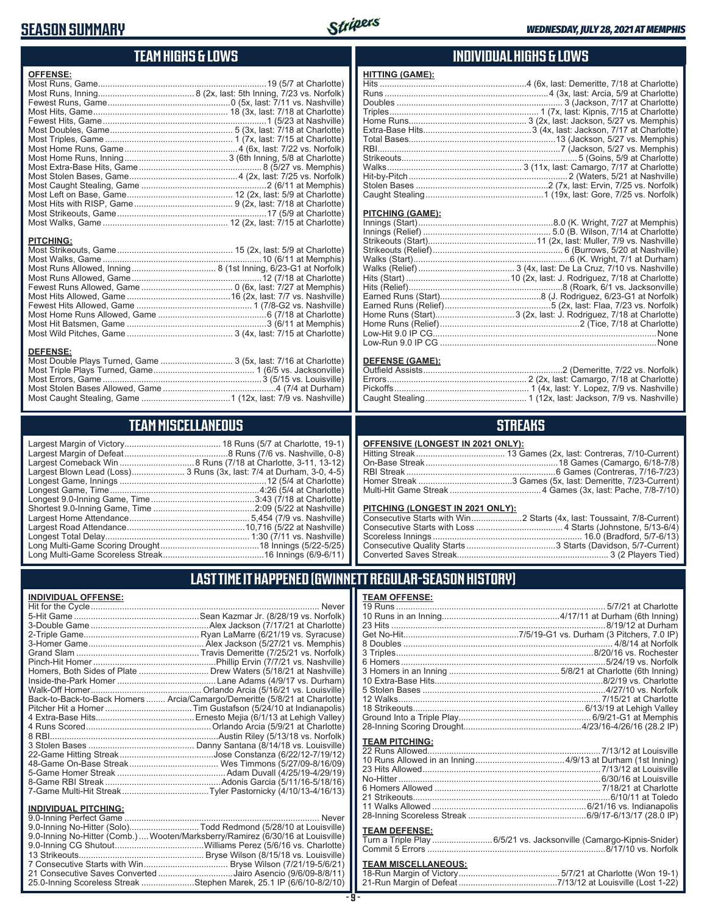# SEASON SUMMARY

*WEDNESDAY, JULY 28, 2021 AT MEMPHIS*

## TEAM HIGHS & LOWS

**OFFENSE:**

| | |
|---|---|
| Most Runs, Game | 19 (5/7 at Charlotte) |
| Most Runs, Inning | 8 (2x, last: 5th Inning, 7/23 vs. Norfolk) |
| Fewest Runs, Game | 0 (5x, last: 7/11 vs. Nashville) |
| Most Hits, Game | 18 (3x, last: 7/18 at Charlotte) |
| Fewest Hits, Game | 1 (5/23 at Nashville) |
| Most Doubles, Game | 5 (3x, last: 7/18 at Charlotte) |
| Most Triples, Game | 1 (7x, last: 7/15 at Charlotte) |
| Most Home Runs, Game | 4 (6x, last: 7/22 vs. Norfolk) |
| Most Home Runs, Inning | 3 (6th Inning, 5/8 at Charlotte) |
| Most Extra-Base Hits, Game | 8 (5/27 vs. Memphis) |
| Most Stolen Bases, Game | 4 (2x, last: 7/25 vs. Norfolk) |
| Most Caught Stealing, Game | 2 (6/11 at Memphis) |
| Most Left on Base, Game | 12 (2x, last: 5/9 at Charlotte) |
| Most Hits with RISP, Game | 9 (2x, last: 7/18 at Charlotte) |
| Most Strikeouts, Game | 17 (5/9 at Charlotte) |
| Most Walks, Game | 12 (2x, last: 7/15 at Charlotte) |

**PITCHING:**

| | |
|---|---|
| Most Strikeouts, Game | 15 (2x, last: 5/9 at Charlotte) |
| Most Walks, Game | 10 (6/11 at Memphis) |
| Most Runs Allowed, Inning | 8 (1st Inning, 6/23-G1 at Norfolk) |
| Most Runs Allowed, Game | 12 (7/18 at Charlotte) |
| Fewest Runs Allowed, Game | 0 (6x, last: 7/27 at Memphis) |
| Most Hits Allowed, Game | 16 (2x, last: 7/7 vs. Nashville) |
| Fewest Hits Allowed, Game | 1 (7/8-G2 vs. Nashville) |
| Most Home Runs Allowed, Game | 6 (7/18 at Charlotte) |
| Most Hit Batsmen, Game | 3 (6/11 at Memphis) |
| Most Wild Pitches, Game | 3 (4x, last: 7/15 at Charlotte) |

**DEFENSE:**

| | |
|---|---|
| Most Double Plays Turned, Game | 3 (5x, last: 7/16 at Charlotte) |
| Most Triple Plays Turned, Game | 1 (6/5 vs. Jacksonville) |
| Most Errors, Game | 3 (5/15 vs. Louisville) |
| Most Stolen Bases Allowed, Game | 4 (7/4 at Durham) |
| Most Caught Stealing, Game | 1 (12x, last: 7/9 vs. Nashville) |

## INDIVIDUAL HIGHS & LOWS

**HITTING (GAME):**

| | |
|---|---|
| Hits | 4 (6x, last: Demeritte, 7/18 at Charlotte) |
| Runs | 4 (3x, last: Arcia, 5/9 at Charlotte) |
| Doubles | 3 (Jackson, 7/17 at Charlotte) |
| Triples | 1 (7x, last: Kipnis, 7/15 at Charlotte) |
| Home Runs | 3 (2x, last: Jackson, 5/27 vs. Memphis) |
| Extra-Base Hits | 3 (4x, last: Jackson, 7/17 at Charlotte) |
| Total Bases | 13 (Jackson, 5/27 vs. Memphis) |
| RBI | 7 (Jackson, 5/27 vs. Memphis) |
| Strikeouts | 5 (Goins, 5/9 at Charlotte) |
| Walks | 3 (11x, last: Camargo, 7/17 at Charlotte) |
| Hit-by-Pitch | 2 (Waters, 5/21 at Nashville) |
| Stolen Bases | 2 (7x, last: Ervin, 7/25 vs. Norfolk) |
| Caught Stealing | 1 (19x, last: Gore, 7/25 vs. Norfolk) |

**PITCHING (GAME):**

| | |
|---|---|
| Innings (Start) | 8.0 (K. Wright, 7/27 at Memphis) |
| Innings (Relief) | 5.0 (B. Wilson, 7/14 at Charlotte) |
| Strikeouts (Start) | 11 (2x, last: Muller, 7/9 vs. Nashville) |
| Strikeouts (Relief) | 6 (Burrows, 5/20 at Nashville) |
| Walks (Start) | 6 (K. Wright, 7/1 at Durham) |
| Walks (Relief) | 3 (4x, last: De La Cruz, 7/10 vs. Nashville) |
| Hits (Start) | 10 (2x, last: J. Rodriguez, 7/18 at Charlotte) |
| Hits (Relief) | 8 (Roark, 6/1 vs. Jacksonville) |
| Earned Runs (Start) | 8 (J. Rodriguez, 6/23-G1 at Norfolk) |
| Earned Runs (Relief) | 5 (2x, last: Flaa, 7/23 vs. Norfolk) |
| Home Runs (Start) | 3 (2x, last: J. Rodriguez, 7/18 at Charlotte) |
| Home Runs (Relief) | 2 (Tice, 7/18 at Charlotte) |
| Low-Hit 9.0 IP CG | None |
| Low-Run 9.0 IP CG | None |

**DEFENSE (GAME):**

| | |
|---|---|
| Outfield Assists | 2 (Demeritte, 7/22 vs. Norfolk) |
| Errors | 2 (2x, last: Camargo, 7/18 at Charlotte) |
| Pickoffs | 1 (4x, last: Y. Lopez, 7/9 vs. Nashville) |
| Caught Stealing | 1 (12x, last: Jackson, 7/9 vs. Nashville) |

## TEAM MISCELLANEOUS

| | |
|---|---|
| Largest Margin of Victory | 18 Runs (5/7 at Charlotte, 19-1) |
| Largest Margin of Defeat | 8 Runs (7/6 vs. Nashville, 0-8) |
| Largest Comeback Win | 8 Runs (7/18 at Charlotte, 3-11, 13-12) |
| Largest Blown Lead (Loss) | 3 Runs (3x, last: 7/4 at Durham, 3-0, 4-5) |
| Longest Game, Innings | 12 (5/4 at Charlotte) |
| Longest Game, Time | 4:26 (5/4 at Charlotte) |
| Longest 9.0-Inning Game, Time | 3:43 (7/18 at Charlotte) |
| Shortest 9.0-Inning Game, Time | 2:09 (5/22 at Nashville) |
| Largest Home Attendance | 5,454 (7/9 vs. Nashville) |
| Largest Road Attendance | 10,716 (5/22 at Nashville) |
| Longest Total Delay | 1:30 (7/11 vs. Nashville) |
| Long Multi-Game Scoring Drought | 18 Innings (5/22-5/25) |
| Long Multi-Game Scoreless Streak | 16 Innings (6/9-6/11) |

## STREAKS

**OFFENSIVE (LONGEST IN 2021 ONLY):**

| | |
|---|---|
| Hitting Streak | 13 Games (2x, last: Contreras, 7/10-Current) |
| On-Base Streak | 18 Games (Camargo, 6/18-7/8) |
| RBI Streak | 6 Games (Contreras, 7/16-7/23) |
| Homer Streak | 3 Games (5x, last: Demeritte, 7/23-Current) |
| Multi-Hit Game Streak | 4 Games (3x, last: Pache, 7/8-7/10) |

**PITCHING (LONGEST IN 2021 ONLY):**

| | |
|---|---|
| Consecutive Starts with Win | 2 Starts (4x, last: Toussaint, 7/8-Current) |
| Consecutive Starts with Loss | 4 Starts (Johnstone, 5/13-6/4) |
| Scoreless Innings | 16.0 (Bradford, 5/7-6/13) |
| Consecutive Quality Starts | 3 Starts (Davidson, 5/7-Current) |
| Converted Saves Streak | 3 (2 Players Tied) |

## LAST TIME IT HAPPENED (GWINNETT REGULAR-SEASON HISTORY)

**INDIVIDUAL OFFENSE:**

| | |
|---|---|
| Hit for the Cycle | Never |
| 5-Hit Game | Sean Kazmar Jr. (8/28/19 vs. Norfolk) |
| 3-Double Game | Alex Jackson (7/17/21 at Charlotte) |
| 2-Triple Game | Ryan LaMarre (6/21/19 vs. Syracuse) |
| 3-Homer Game | Alex Jackson (5/27/21 vs. Memphis) |
| Grand Slam | Travis Demeritte (7/25/21 vs. Norfolk) |
| Pinch-Hit Homer | Phillip Ervin (7/7/21 vs. Nashville) |
| Homers, Both Sides of Plate | Drew Waters (5/18/21 at Nashville) |
| Inside-the-Park Homer | Lane Adams (4/9/17 vs. Durham) |
| Walk-Off Homer | Orlando Arcia (5/16/21 vs. Louisville) |
| Back-to-Back-to-Back Homers | Arcia/Camargo/Demeritte (5/8/21 at Charlotte) |
| Pitcher Hit a Homer | Tim Gustafson (5/24/10 at Indianapolis) |
| 4 Extra-Base Hits | Ernesto Mejia (6/1/13 at Lehigh Valley) |
| 4 Runs Scored | Orlando Arcia (5/9/21 at Charlotte) |
| 8 RBI | Austin Riley (5/13/18 vs. Norfolk) |
| 3 Stolen Bases | Danny Santana (8/14/18 vs. Louisville) |
| 22-Game Hitting Streak | Jose Constanza (6/22/12-7/19/12) |
| 48-Game On-Base Streak | Wes Timmons (5/27/09-8/16/09) |
| 5-Game Homer Streak | Adam Duvall (4/25/19-4/29/19) |
| 8-Game RBI Streak | Adonis Garcia (5/11/16-5/18/16) |
| 7-Game Multi-Hit Streak | Tyler Pastornicky (4/10/13-4/16/13) |

**INDIVIDUAL PITCHING:**

| | |
|---|---|
| 9.0-Inning Perfect Game | Never |
| 9.0-Inning No-Hitter (Solo) | Todd Redmond (5/28/10 at Louisville) |
| 9.0-Inning No-Hitter (Comb.) | Wooten/Marksberry/Ramirez (6/30/16 at Louisville) |
| 9.0-Inning CG Shutout | Williams Perez (5/6/16 vs. Charlotte) |
| 13 Strikeouts | Bryse Wilson (8/15/18 vs. Louisville) |
| 7 Consecutive Starts with Win | Bryse Wilson (7/21/19-5/6/21) |
| 21 Consecutive Saves Converted | Jairo Asencio (9/6/09-8/8/11) |
| 25.0-Inning Scoreless Streak | Stephen Marek, 25.1 IP (6/6/10-8/2/10) |

**TEAM OFFENSE:**

| | |
|---|---|
| 19 Runs | 5/7/21 at Charlotte |
| 10 Runs in an Inning | 4/17/11 at Durham (6th Inning) |
| 23 Hits | 8/19/12 at Durham |
| Get No-Hit | 7/5/19-G1 vs. Durham (3 Pitchers, 7.0 IP) |
| 8 Doubles | 4/8/14 at Norfolk |
| 3 Triples | 8/20/16 vs. Rochester |
| 6 Homers | 5/24/19 vs. Norfolk |
| 3 Homers in an Inning | 5/8/21 at Charlotte (6th Inning) |
| 10 Extra-Base Hits | 8/2/19 vs. Charlotte |
| 5 Stolen Bases | 4/27/10 vs. Norfolk |
| 12 Walks | 7/15/21 at Charlotte |
| 18 Strikeouts | 6/13/19 at Lehigh Valley |
| Ground Into a Triple Play | 6/9/21-G1 at Memphis |
| 28-Inning Scoring Drought | 4/23/16-4/26/16 (28.2 IP) |

**TEAM PITCHING:**

| | |
|---|---|
| 22 Runs Allowed | 7/13/12 at Louisville |
| 10 Runs Allowed in an Inning | 4/9/13 at Durham (1st Inning) |
| 23 Hits Allowed | 7/13/12 at Louisville |
| No-Hitter | 6/30/16 at Louisville |
| 6 Homers Allowed | 7/18/21 at Charlotte |
| 21 Strikeouts | 6/10/11 at Toledo |
| 11 Walks Allowed | 6/21/16 vs. Indianapolis |
| 28-Inning Scoreless Streak | 6/9/17-6/13/17 (28.0 IP) |

**TEAM DEFENSE:**

| | |
|---|---|
| Turn a Triple Play | 6/5/21 vs. Jacksonville (Camargo-Kipnis-Snider) |
| Commit 5 Errors | 8/17/10 vs. Norfolk |

**TEAM MISCELLANEOUS:**

| | |
|---|---|
| 18-Run Margin of Victory | 5/7/21 at Charlotte (Won 19-1) |
| 21-Run Margin of Defeat | 7/13/12 at Louisville (Lost 1-22) |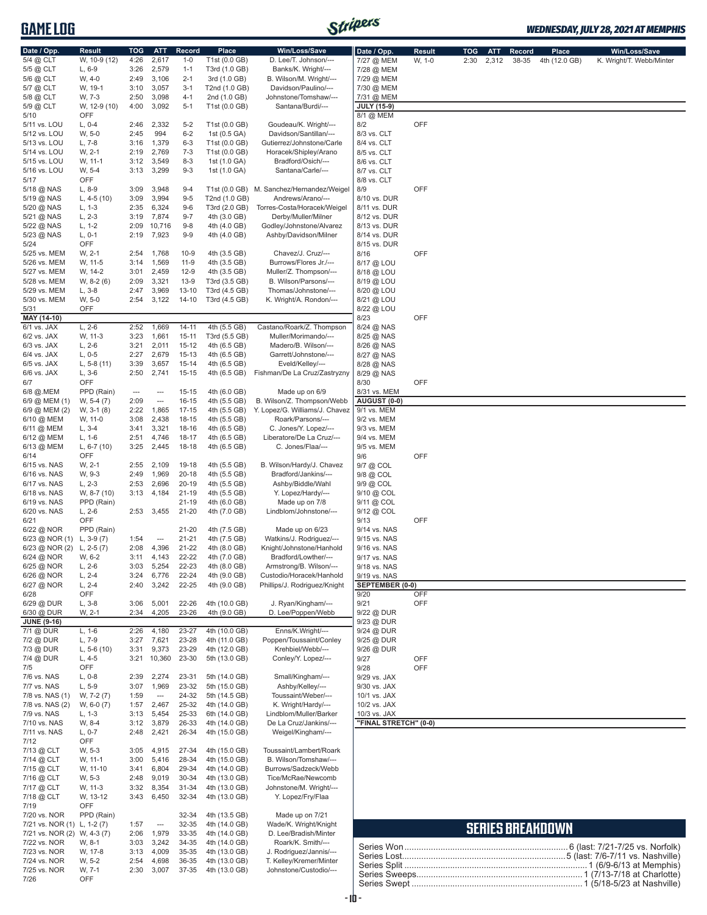# GAME LOG

*WEDNESDAY, JULY 28, 2021 AT MEMPHIS*

| Date / Opp. | Result | TOG | ATT | Record | Place | Win/Loss/Save |
|---|---|---|---|---|---|---|
| 5/4 @ CLT | W, 10-9 (12) | 4:26 | 2,617 | 1-0 | T1st (0.0 GB) | D. Lee/T. Johnson/--- |
| 5/5 @ CLT | L, 6-9 | 3:26 | 2,579 | 1-1 | T3rd (1.0 GB) | Banks/K. Wright/--- |
| 5/6 @ CLT | W, 4-0 | 2:49 | 3,106 | 2-1 | 3rd (1.0 GB) | B. Wilson/M. Wright/--- |
| 5/7 @ CLT | W, 19-1 | 3:10 | 3,057 | 3-1 | T2nd (1.0 GB) | Davidson/Paulino/--- |
| 5/8 @ CLT | W, 7-3 | 2:50 | 3,098 | 4-1 | 2nd (1.0 GB) | Johnstone/Tomshaw/--- |
| 5/9 @ CLT | W, 12-9 (10) | 4:00 | 3,092 | 5-1 | T1st (0.0 GB) | Santana/Burdi/--- |
| 5/10 | OFF | | | | | |
| 5/11 vs. LOU | L, 0-4 | 2:46 | 2,332 | 5-2 | T1st (0.0 GB) | Goudeau/K. Wright/--- |
| 5/12 vs. LOU | W, 5-0 | 2:45 | 994 | 6-2 | 1st (0.5 GA) | Davidson/Santillan/--- |
| 5/13 vs. LOU | L, 7-8 | 3:16 | 1,379 | 6-3 | T1st (0.0 GB) | Gutierrez/Johnstone/Carle |
| 5/14 vs. LOU | W, 2-1 | 2:19 | 2,769 | 7-3 | T1st (0.0 GB) | Horacek/Shipley/Arano |
| 5/15 vs. LOU | W, 11-1 | 3:12 | 3,549 | 8-3 | 1st (1.0 GA) | Bradford/Osich/--- |
| 5/16 vs. LOU | W, 5-4 | 3:13 | 3,299 | 9-3 | 1st (1.0 GA) | Santana/Carle/--- |
| 5/17 | OFF | | | | | |
| 5/18 @ NAS | L, 8-9 | 3:09 | 3,948 | 9-4 | T1st (0.0 GB) | M. Sanchez/Hernandez/Weigel |
| 5/19 @ NAS | L, 4-5 (10) | 3:09 | 3,994 | 9-5 | T2nd (1.0 GB) | Andrews/Arano/--- |
| 5/20 @ NAS | L, 1-3 | 2:35 | 6,324 | 9-6 | T3rd (2.0 GB) | Torres-Costa/Horacek/Weigel |
| 5/21 @ NAS | L, 2-3 | 3:19 | 7,874 | 9-7 | 4th (3.0 GB) | Derby/Muller/Milner |
| 5/22 @ NAS | L, 1-2 | 2:09 | 10,716 | 9-8 | 4th (4.0 GB) | Godley/Johnstone/Alvarez |
| 5/23 @ NAS | L, 0-1 | 2:19 | 7,923 | 9-9 | 4th (4.0 GB) | Ashby/Davidson/Milner |
| 5/24 | OFF | | | | | |
| 5/25 vs. MEM | W, 2-1 | 2:54 | 1,768 | 10-9 | 4th (3.5 GB) | Chavez/J. Cruz/--- |
| 5/26 vs. MEM | W, 11-5 | 3:14 | 1,569 | 11-9 | 4th (3.5 GB) | Burrows/Flores Jr./--- |
| 5/27 vs. MEM | W, 14-2 | 3:01 | 2,459 | 12-9 | 4th (3.5 GB) | Muller/Z. Thompson/--- |
| 5/28 vs. MEM | W, 8-2 (6) | 2:09 | 3,321 | 13-9 | T3rd (3.5 GB) | B. Wilson/Parsons/--- |
| 5/29 vs. MEM | L, 3-8 | 2:47 | 3,969 | 13-10 | T3rd (4.5 GB) | Thomas/Johnstone/--- |
| 5/30 vs. MEM | W, 5-0 | 2:54 | 3,122 | 14-10 | T3rd (4.5 GB) | K. Wright/A. Rondon/--- |
| 5/31 | OFF | | | | | |
| **MAY (14-10)** | | | | | | |
| 6/1 vs. JAX | L, 2-6 | 2:52 | 1,669 | 14-11 | 4th (5.5 GB) | Castano/Roark/Z. Thompson |
| 6/2 vs. JAX | W, 11-3 | 3:23 | 1,661 | 15-11 | T3rd (5.5 GB) | Muller/Morimando/--- |
| 6/3 vs. JAX | L, 2-6 | 3:21 | 2,011 | 15-12 | 4th (6.5 GB) | Madero/B. Wilson/--- |
| 6/4 vs. JAX | L, 0-5 | 2:27 | 2,679 | 15-13 | 4th (6.5 GB) | Garrett/Johnstone/--- |
| 6/5 vs. JAX | L, 5-8 (11) | 3:39 | 3,657 | 15-14 | 4th (6.5 GB) | Eveld/Kelley/--- |
| 6/6 vs. JAX | L, 3-6 | 2:50 | 2,741 | 15-15 | 4th (6.5 GB) | Fishman/De La Cruz/Zastryzny |
| 6/7 | OFF | | | | | |
| 6/8 @ MEM | PPD (Rain) | --- | --- | 15-15 | 4th (6.0 GB) | Made up on 6/9 |
| 6/9 @ MEM (1) | W, 5-4 (7) | 2:09 | --- | 16-15 | 4th (5.5 GB) | B. Wilson/Z. Thompson/Webb |
| 6/9 @ MEM (2) | W, 3-1 (8) | 2:22 | 1,865 | 17-15 | 4th (5.5 GB) | Y. Lopez/G. Williams/J. Chavez |
| 6/10 @ MEM | W, 11-0 | 3:08 | 2,438 | 18-15 | 4th (5.5 GB) | Roark/Parsons/--- |
| 6/11 @ MEM | L, 3-4 | 3:41 | 3,321 | 18-16 | 4th (6.5 GB) | C. Jones/Y. Lopez/--- |
| 6/12 @ MEM | L, 1-6 | 2:51 | 4,746 | 18-17 | 4th (6.5 GB) | Liberatore/De La Cruz/--- |
| 6/13 @ MEM | L, 6-7 (10) | 3:25 | 2,445 | 18-18 | 4th (6.5 GB) | C. Jones/Flaa/--- |
| 6/14 | OFF | | | | | |
| 6/15 vs. NAS | W, 2-1 | 2:55 | 2,109 | 19-18 | 4th (5.5 GB) | B. Wilson/Hardy/J. Chavez |
| 6/16 vs. NAS | W, 9-3 | 2:49 | 1,969 | 20-18 | 4th (5.5 GB) | Bradford/Jankins/--- |
| 6/17 vs. NAS | L, 2-3 | 2:53 | 2,696 | 20-19 | 4th (5.5 GB) | Ashby/Biddle/Wahl |
| 6/18 vs. NAS | W, 8-7 (10) | 3:13 | 4,184 | 21-19 | 4th (5.5 GB) | Y. Lopez/Hardy/--- |
| 6/19 vs. NAS | PPD (Rain) | | | 21-19 | 4th (6.0 GB) | Made up on 7/8 |
| 6/20 vs. NAS | L, 2-6 | 2:53 | 3,455 | 21-20 | 4th (7.0 GB) | Lindblom/Johnstone/--- |
| 6/21 | OFF | | | | | |
| 6/22 @ NOR | PPD (Rain) | | | 21-20 | 4th (7.5 GB) | Made up on 6/23 |
| 6/23 @ NOR (1) | L, 3-9 (7) | 1:54 | --- | 21-21 | 4th (7.5 GB) | Watkins/J. Rodriguez/--- |
| 6/23 @ NOR (2) | L, 2-5 (7) | 2:08 | 4,396 | 21-22 | 4th (8.0 GB) | Knight/Johnstone/Hanhold |
| 6/24 @ NOR | W, 6-2 | 3:11 | 4,143 | 22-22 | 4th (7.0 GB) | Bradford/Lowther/--- |
| 6/25 @ NOR | L, 2-6 | 3:03 | 5,254 | 22-23 | 4th (8.0 GB) | Armstrong/B. Wilson/--- |
| 6/26 @ NOR | L, 2-4 | 3:24 | 6,776 | 22-24 | 4th (9.0 GB) | Custodio/Horacek/Hanhold |
| 6/27 @ NOR | L, 2-4 | 2:40 | 3,242 | 22-25 | 4th (9.0 GB) | Phillips/J. Rodriguez/Knight |
| 6/28 | OFF | | | | | |
| 6/29 @ DUR | L, 3-8 | 3:06 | 5,001 | 22-26 | 4th (10.0 GB) | J. Ryan/Kingham/--- |
| 6/30 @ DUR | W, 2-1 | 2:34 | 4,205 | 23-26 | 4th (9.0 GB) | D. Lee/Poppen/Webb |
| **JUNE (9-16)** | | | | | | |
| 7/1 @ DUR | L, 1-6 | 2:26 | 4,180 | 23-27 | 4th (10.0 GB) | Enns/K.Wright/--- |
| 7/2 @ DUR | L, 7-9 | 3:27 | 7,621 | 23-28 | 4th (11.0 GB) | Poppen/Toussaint/Conley |
| 7/3 @ DUR | L, 5-6 (10) | 3:31 | 9,373 | 23-29 | 4th (12.0 GB) | Krehbiel/Webb/--- |
| 7/4 @ DUR | L, 4-5 | 3:21 | 10,360 | 23-30 | 5th (13.0 GB) | Conley/Y. Lopez/--- |
| 7/5 | OFF | | | | | |
| 7/6 vs. NAS | L, 0-8 | 2:39 | 2,274 | 23-31 | 5th (14.0 GB) | Small/Kingham/--- |
| 7/7 vs. NAS | L, 5-9 | 3:07 | 1,969 | 23-32 | 5th (15.0 GB) | Ashby/Kelley/--- |
| 7/8 vs. NAS (1) | W, 7-2 (7) | 1:59 | --- | 24-32 | 5th (14.5 GB) | Toussaint/Weber/--- |
| 7/8 vs. NAS (2) | W, 6-0 (7) | 1:57 | 2,467 | 25-32 | 4th (14.0 GB) | K. Wright/Hardy/--- |
| 7/9 vs. NAS | L, 1-3 | 3:13 | 5,454 | 25-33 | 6th (14.0 GB) | Lindblom/Muller/Barker |
| 7/10 vs. NAS | W, 8-4 | 3:12 | 3,879 | 26-33 | 4th (14.0 GB) | De La Cruz/Jankins/--- |
| 7/11 vs. NAS | L, 0-7 | 2:48 | 2,421 | 26-34 | 4th (15.0 GB) | Weigel/Kingham/--- |
| 7/12 | OFF | | | | | |
| 7/13 @ CLT | W, 5-3 | 3:05 | 4,915 | 27-34 | 4th (15.0 GB) | Toussaint/Lambert/Roark |
| 7/14 @ CLT | W, 11-1 | 3:00 | 5,416 | 28-34 | 4th (15.0 GB) | B. Wilson/Tomshaw/--- |
| 7/15 @ CLT | W, 11-10 | 3:41 | 6,804 | 29-34 | 4th (14.0 GB) | Burrows/Sadzeck/Webb |
| 7/16 @ CLT | W, 5-3 | 2:48 | 9,019 | 30-34 | 4th (13.0 GB) | Tice/McRae/Newcomb |
| 7/17 @ CLT | W, 11-3 | 3:32 | 8,354 | 31-34 | 4th (13.0 GB) | Johnstone/M. Wright/--- |
| 7/18 @ CLT | W, 13-12 | 3:43 | 6,450 | 32-34 | 4th (13.0 GB) | Y. Lopez/Fry/Flaa |
| 7/19 | OFF | | | | | |
| 7/20 vs. NOR | PPD (Rain) | | | 32-34 | 4th (13.5 GB) | Made up on 7/21 |
| 7/21 vs. NOR (1) | L, 1-2 (7) | 1:57 | --- | 32-35 | 4th (14.0 GB) | Wade/K. Wright/Knight |
| 7/21 vs. NOR (2) | W, 4-3 (7) | 2:06 | 1,979 | 33-35 | 4th (14.0 GB) | D. Lee/Bradish/Minter |
| 7/22 vs. NOR | W, 8-1 | 3:03 | 3,242 | 34-35 | 4th (14.0 GB) | Roark/K. Smith/--- |
| 7/23 vs. NOR | W, 17-8 | 3:13 | 4,009 | 35-35 | 4th (13.0 GB) | J. Rodriguez/Jannis/--- |
| 7/24 vs. NOR | W, 5-2 | 2:54 | 4,698 | 36-35 | 4th (13.0 GB) | T. Kelley/Kremer/Minter |
| 7/25 vs. NOR | W, 7-1 | 2:30 | 3,007 | 37-35 | 4th (13.0 GB) | Johnstone/Custodio/--- |
| 7/26 | OFF | | | | | |
| 7/27 @ MEM | W, 1-0 | 2:30 | 2,312 | 38-35 | 4th (12.0 GB) | K. Wright/T. Webb/Minter |
| 7/28 @ MEM | | | | | | |
| 7/29 @ MEM | | | | | | |
| 7/30 @ MEM | | | | | | |
| 7/31 @ MEM | | | | | | |
| **JULY (15-9)** | | | | | | |
| 8/1 @ MEM | | | | | | |
| 8/2 | OFF | | | | | |
| 8/3 vs. CLT | | | | | | |
| 8/4 vs. CLT | | | | | | |
| 8/5 vs. CLT | | | | | | |
| 8/6 vs. CLT | | | | | | |
| 8/7 vs. CLT | | | | | | |
| 8/8 vs. CLT | | | | | | |
| 8/9 | OFF | | | | | |
| 8/10 vs. DUR | | | | | | |
| 8/11 vs. DUR | | | | | | |
| 8/12 vs. DUR | | | | | | |
| 8/13 vs. DUR | | | | | | |
| 8/14 vs. DUR | | | | | | |
| 8/15 vs. DUR | | | | | | |
| 8/16 | OFF | | | | | |
| 8/17 @ LOU | | | | | | |
| 8/18 @ LOU | | | | | | |
| 8/19 @ LOU | | | | | | |
| 8/20 @ LOU | | | | | | |
| 8/21 @ LOU | | | | | | |
| 8/22 @ LOU | | | | | | |
| 8/23 | OFF | | | | | |
| 8/24 @ NAS | | | | | | |
| 8/25 @ NAS | | | | | | |
| 8/26 @ NAS | | | | | | |
| 8/27 @ NAS | | | | | | |
| 8/28 @ NAS | | | | | | |
| 8/29 @ NAS | | | | | | |
| 8/30 | OFF | | | | | |
| 8/31 vs. MEM | | | | | | |
| **AUGUST (0-0)** | | | | | | |
| 9/1 vs. MEM | | | | | | |
| 9/2 vs. MEM | | | | | | |
| 9/3 vs. MEM | | | | | | |
| 9/4 vs. MEM | | | | | | |
| 9/5 vs. MEM | | | | | | |
| 9/6 | OFF | | | | | |
| 9/7 @ COL | | | | | | |
| 9/8 @ COL | | | | | | |
| 9/9 @ COL | | | | | | |
| 9/10 @ COL | | | | | | |
| 9/11 @ COL | | | | | | |
| 9/12 @ COL | | | | | | |
| 9/13 | OFF | | | | | |
| 9/14 vs. NAS | | | | | | |
| 9/15 vs. NAS | | | | | | |
| 9/16 vs. NAS | | | | | | |
| 9/17 vs. NAS | | | | | | |
| 9/18 vs. NAS | | | | | | |
| 9/19 vs. NAS | | | | | | |
| **SEPTEMBER (0-0)** | | | | | | |
| 9/20 | OFF | | | | | |
| 9/21 | OFF | | | | | |
| 9/22 @ DUR | | | | | | |
| 9/23 @ DUR | | | | | | |
| 9/24 @ DUR | | | | | | |
| 9/25 @ DUR | | | | | | |
| 9/26 @ DUR | | | | | | |
| 9/27 | OFF | | | | | |
| 9/28 | OFF | | | | | |
| 9/29 vs. JAX | | | | | | |
| 9/30 vs. JAX | | | | | | |
| 10/1 vs. JAX | | | | | | |
| 10/2 vs. JAX | | | | | | |
| 10/3 vs. JAX | | | | | | |
| **"FINAL STRETCH" (0-0)** | | | | | | |

## SERIES BREAKDOWN

Series Won .................. 6 (last: 7/21-7/25 vs. Norfolk)
Series Lost .................. 5 (last: 7/6-7/11 vs. Nashville)
Series Split .................. 1 (6/9-6/13 at Memphis)
Series Sweeps .................. 1 (7/13-7/18 at Charlotte)
Series Swept .................. 1 (5/18-5/23 at Nashville)